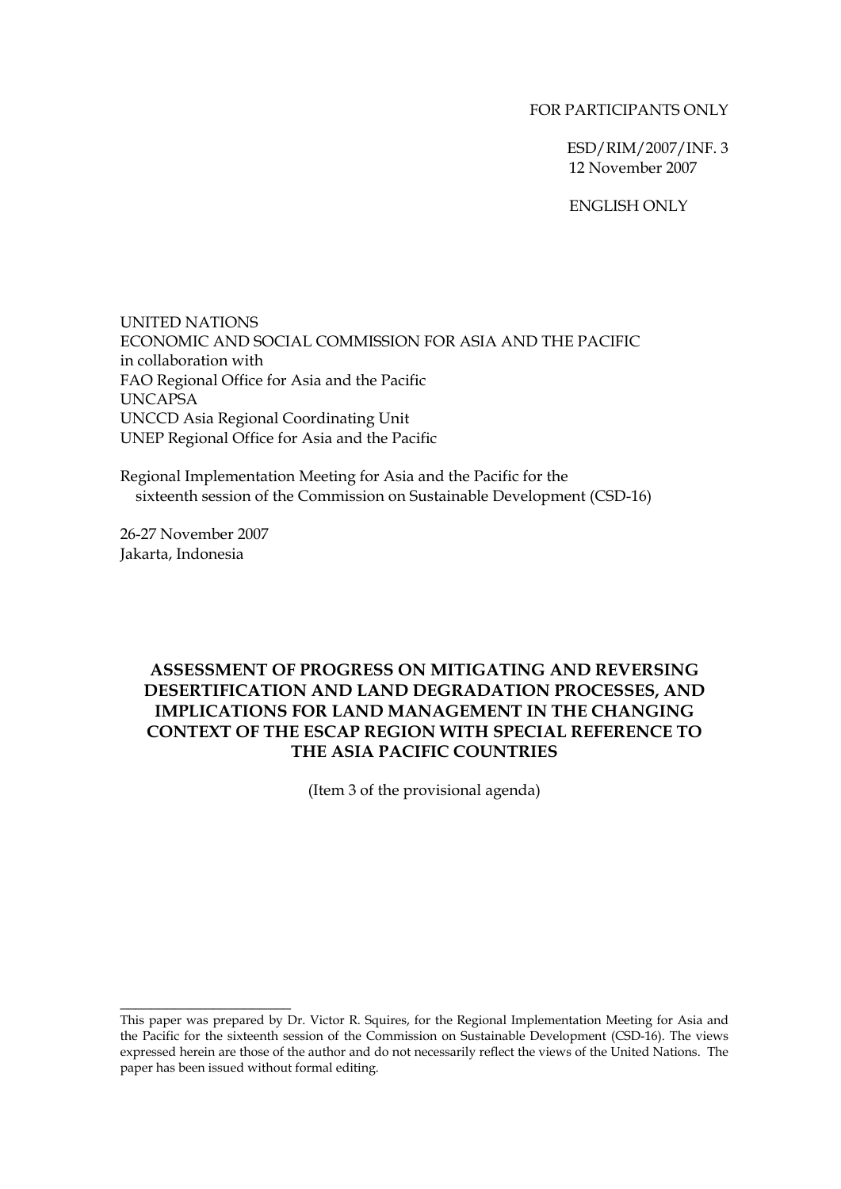FOR PARTICIPANTS ONLY

ESD/RIM/2007/INF. 3
12 November 2007

ENGLISH ONLY

UNITED NATIONS
ECONOMIC AND SOCIAL COMMISSION FOR ASIA AND THE PACIFIC
in collaboration with
FAO Regional Office for Asia and the Pacific
UNCAPSA
UNCCD Asia Regional Coordinating Unit
UNEP Regional Office for Asia and the Pacific

Regional Implementation Meeting for Asia and the Pacific for the sixteenth session of the Commission on Sustainable Development (CSD-16)

26-27 November 2007
Jakarta, Indonesia

# ASSESSMENT OF PROGRESS ON MITIGATING AND REVERSING DESERTIFICATION AND LAND DEGRADATION PROCESSES, AND IMPLICATIONS FOR LAND MANAGEMENT IN THE CHANGING CONTEXT OF THE ESCAP REGION WITH SPECIAL REFERENCE TO THE ASIA PACIFIC COUNTRIES

(Item 3 of the provisional agenda)

---

This paper was prepared by Dr. Victor R. Squires, for the Regional Implementation Meeting for Asia and the Pacific for the sixteenth session of the Commission on Sustainable Development (CSD-16). The views expressed herein are those of the author and do not necessarily reflect the views of the United Nations. The paper has been issued without formal editing.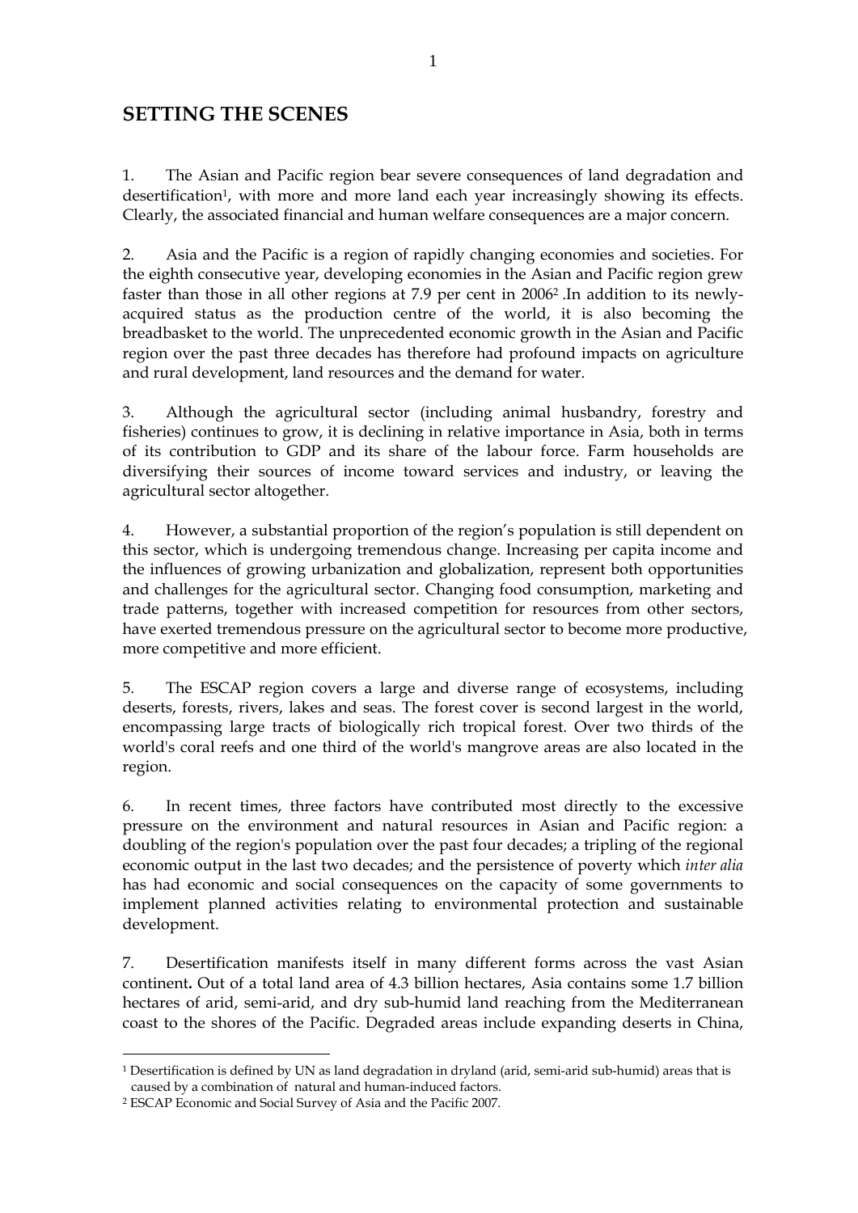## SETTING THE SCENES

1. The Asian and Pacific region bear severe consequences of land degradation and desertification[1], with more and more land each year increasingly showing its effects. Clearly, the associated financial and human welfare consequences are a major concern.

2. Asia and the Pacific is a region of rapidly changing economies and societies. For the eighth consecutive year, developing economies in the Asian and Pacific region grew faster than those in all other regions at 7.9 per cent in 2006[2] .In addition to its newly-acquired status as the production centre of the world, it is also becoming the breadbasket to the world. The unprecedented economic growth in the Asian and Pacific region over the past three decades has therefore had profound impacts on agriculture and rural development, land resources and the demand for water.

3. Although the agricultural sector (including animal husbandry, forestry and fisheries) continues to grow, it is declining in relative importance in Asia, both in terms of its contribution to GDP and its share of the labour force. Farm households are diversifying their sources of income toward services and industry, or leaving the agricultural sector altogether.

4. However, a substantial proportion of the region's population is still dependent on this sector, which is undergoing tremendous change. Increasing per capita income and the influences of growing urbanization and globalization, represent both opportunities and challenges for the agricultural sector. Changing food consumption, marketing and trade patterns, together with increased competition for resources from other sectors, have exerted tremendous pressure on the agricultural sector to become more productive, more competitive and more efficient.

5. The ESCAP region covers a large and diverse range of ecosystems, including deserts, forests, rivers, lakes and seas. The forest cover is second largest in the world, encompassing large tracts of biologically rich tropical forest. Over two thirds of the world's coral reefs and one third of the world's mangrove areas are also located in the region.

6. In recent times, three factors have contributed most directly to the excessive pressure on the environment and natural resources in Asian and Pacific region: a doubling of the region's population over the past four decades; a tripling of the regional economic output in the last two decades; and the persistence of poverty which *inter alia* has had economic and social consequences on the capacity of some governments to implement planned activities relating to environmental protection and sustainable development.

7. Desertification manifests itself in many different forms across the vast Asian continent**.** Out of a total land area of 4.3 billion hectares, Asia contains some 1.7 billion hectares of arid, semi-arid, and dry sub-humid land reaching from the Mediterranean coast to the shores of the Pacific. Degraded areas include expanding deserts in China,

---

[1] Desertification is defined by UN as land degradation in dryland (arid, semi-arid sub-humid) areas that is caused by a combination of natural and human-induced factors.

[2] ESCAP Economic and Social Survey of Asia and the Pacific 2007.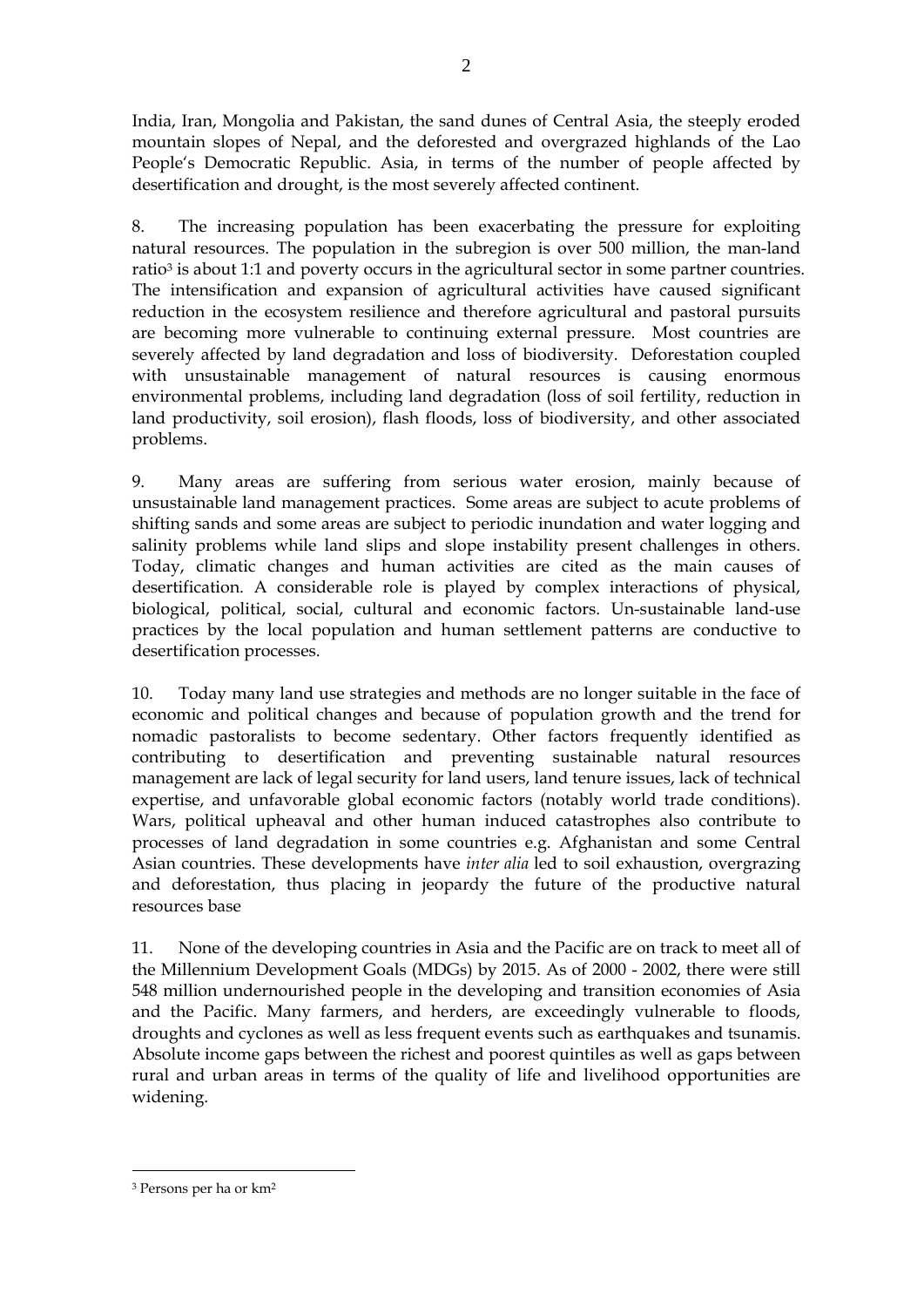India, Iran, Mongolia and Pakistan, the sand dunes of Central Asia, the steeply eroded mountain slopes of Nepal, and the deforested and overgrazed highlands of the Lao People's Democratic Republic. Asia, in terms of the number of people affected by desertification and drought, is the most severely affected continent.

8. The increasing population has been exacerbating the pressure for exploiting natural resources. The population in the subregion is over 500 million, the man-land ratio[3] is about 1:1 and poverty occurs in the agricultural sector in some partner countries. The intensification and expansion of agricultural activities have caused significant reduction in the ecosystem resilience and therefore agricultural and pastoral pursuits are becoming more vulnerable to continuing external pressure. Most countries are severely affected by land degradation and loss of biodiversity. Deforestation coupled with unsustainable management of natural resources is causing enormous environmental problems, including land degradation (loss of soil fertility, reduction in land productivity, soil erosion), flash floods, loss of biodiversity, and other associated problems.

9. Many areas are suffering from serious water erosion, mainly because of unsustainable land management practices. Some areas are subject to acute problems of shifting sands and some areas are subject to periodic inundation and water logging and salinity problems while land slips and slope instability present challenges in others. Today, climatic changes and human activities are cited as the main causes of desertification. A considerable role is played by complex interactions of physical, biological, political, social, cultural and economic factors. Un-sustainable land-use practices by the local population and human settlement patterns are conductive to desertification processes.

10. Today many land use strategies and methods are no longer suitable in the face of economic and political changes and because of population growth and the trend for nomadic pastoralists to become sedentary. Other factors frequently identified as contributing to desertification and preventing sustainable natural resources management are lack of legal security for land users, land tenure issues, lack of technical expertise, and unfavorable global economic factors (notably world trade conditions). Wars, political upheaval and other human induced catastrophes also contribute to processes of land degradation in some countries e.g. Afghanistan and some Central Asian countries. These developments have *inter alia* led to soil exhaustion, overgrazing and deforestation, thus placing in jeopardy the future of the productive natural resources base

11. None of the developing countries in Asia and the Pacific are on track to meet all of the Millennium Development Goals (MDGs) by 2015. As of 2000 - 2002, there were still 548 million undernourished people in the developing and transition economies of Asia and the Pacific. Many farmers, and herders, are exceedingly vulnerable to floods, droughts and cyclones as well as less frequent events such as earthquakes and tsunamis. Absolute income gaps between the richest and poorest quintiles as well as gaps between rural and urban areas in terms of the quality of life and livelihood opportunities are widening.

---

[3] Persons per ha or km$^2$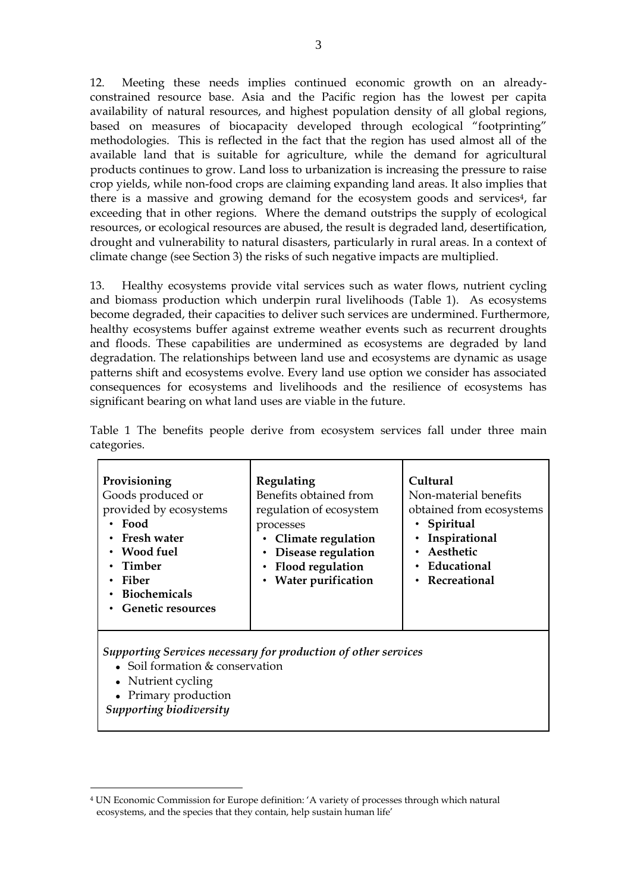12. Meeting these needs implies continued economic growth on an already-constrained resource base. Asia and the Pacific region has the lowest per capita availability of natural resources, and highest population density of all global regions, based on measures of biocapacity developed through ecological "footprinting" methodologies. This is reflected in the fact that the region has used almost all of the available land that is suitable for agriculture, while the demand for agricultural products continues to grow. Land loss to urbanization is increasing the pressure to raise crop yields, while non-food crops are claiming expanding land areas. It also implies that there is a massive and growing demand for the ecosystem goods and services[4], far exceeding that in other regions. Where the demand outstrips the supply of ecological resources, or ecological resources are abused, the result is degraded land, desertification, drought and vulnerability to natural disasters, particularly in rural areas. In a context of climate change (see Section 3) the risks of such negative impacts are multiplied.

13. Healthy ecosystems provide vital services such as water flows, nutrient cycling and biomass production which underpin rural livelihoods (Table 1). As ecosystems become degraded, their capacities to deliver such services are undermined. Furthermore, healthy ecosystems buffer against extreme weather events such as recurrent droughts and floods. These capabilities are undermined as ecosystems are degraded by land degradation. The relationships between land use and ecosystems are dynamic as usage patterns shift and ecosystems evolve. Every land use option we consider has associated consequences for ecosystems and livelihoods and the resilience of ecosystems has significant bearing on what land uses are viable in the future.

Table 1 The benefits people derive from ecosystem services fall under three main categories.

| **Provisioning**<br>Goods produced or provided by ecosystems | **Regulating**<br>Benefits obtained from regulation of ecosystem processes | **Cultural**<br>Non-material benefits obtained from ecosystems |
|---|---|---|
| • **Food**<br>• **Fresh water**<br>• **Wood fuel**<br>• **Timber**<br>• **Fiber**<br>• **Biochemicals**<br>• **Genetic resources** | • **Climate regulation**<br>• **Disease regulation**<br>• **Flood regulation**<br>• **Water purification** | • **Spiritual**<br>• **Inspirational**<br>• **Aesthetic**<br>• **Educational**<br>• **Recreational** |
| *Supporting Services necessary for production of other services*<br>• Soil formation & conservation<br>• Nutrient cycling<br>• Primary production<br>*Supporting biodiversity* | | |

[4] UN Economic Commission for Europe definition: 'A variety of processes through which natural ecosystems, and the species that they contain, help sustain human life'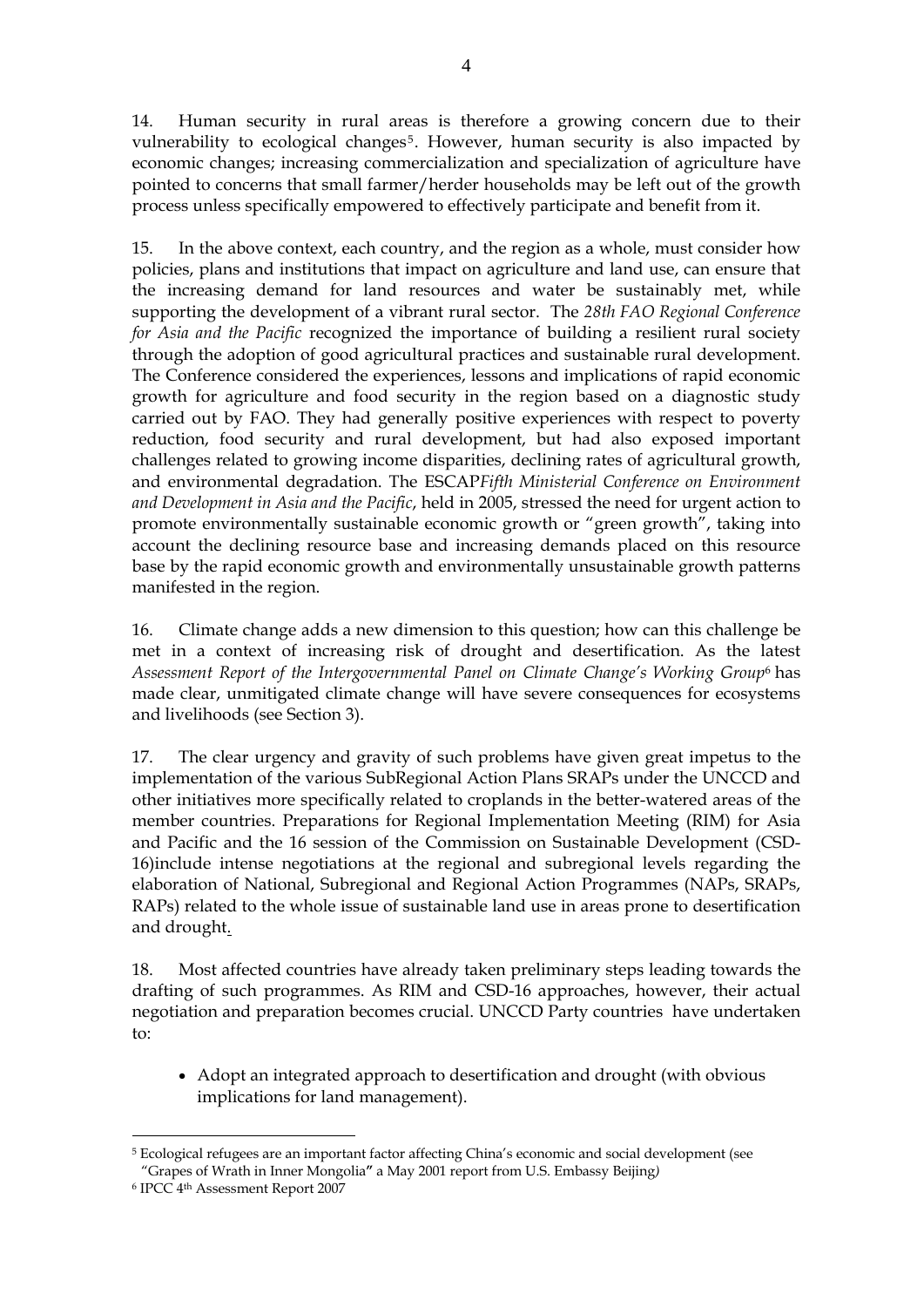14. Human security in rural areas is therefore a growing concern due to their vulnerability to ecological changes[5]. However, human security is also impacted by economic changes; increasing commercialization and specialization of agriculture have pointed to concerns that small farmer/herder households may be left out of the growth process unless specifically empowered to effectively participate and benefit from it.

15. In the above context, each country, and the region as a whole, must consider how policies, plans and institutions that impact on agriculture and land use, can ensure that the increasing demand for land resources and water be sustainably met, while supporting the development of a vibrant rural sector. The *28th FAO Regional Conference for Asia and the Pacific* recognized the importance of building a resilient rural society through the adoption of good agricultural practices and sustainable rural development. The Conference considered the experiences, lessons and implications of rapid economic growth for agriculture and food security in the region based on a diagnostic study carried out by FAO. They had generally positive experiences with respect to poverty reduction, food security and rural development, but had also exposed important challenges related to growing income disparities, declining rates of agricultural growth, and environmental degradation. The ESCAP*Fifth Ministerial Conference on Environment and Development in Asia and the Pacific*, held in 2005, stressed the need for urgent action to promote environmentally sustainable economic growth or "green growth", taking into account the declining resource base and increasing demands placed on this resource base by the rapid economic growth and environmentally unsustainable growth patterns manifested in the region.

16. Climate change adds a new dimension to this question; how can this challenge be met in a context of increasing risk of drought and desertification. As the latest *Assessment Report of the Intergovernmental Panel on Climate Change's Working Group*[6] has made clear, unmitigated climate change will have severe consequences for ecosystems and livelihoods (see Section 3).

17. The clear urgency and gravity of such problems have given great impetus to the implementation of the various SubRegional Action Plans SRAPs under the UNCCD and other initiatives more specifically related to croplands in the better-watered areas of the member countries. Preparations for Regional Implementation Meeting (RIM) for Asia and Pacific and the 16 session of the Commission on Sustainable Development (CSD-16)include intense negotiations at the regional and subregional levels regarding the elaboration of National, Subregional and Regional Action Programmes (NAPs, SRAPs, RAPs) related to the whole issue of sustainable land use in areas prone to desertification and drought.

18. Most affected countries have already taken preliminary steps leading towards the drafting of such programmes. As RIM and CSD-16 approaches, however, their actual negotiation and preparation becomes crucial. UNCCD Party countries have undertaken to:

- Adopt an integrated approach to desertification and drought (with obvious implications for land management).

---

[5] Ecological refugees are an important factor affecting China's economic and social development (see "Grapes of Wrath in Inner Mongolia" a May 2001 report from U.S. Embassy Beijing)

[6] IPCC 4th Assessment Report 2007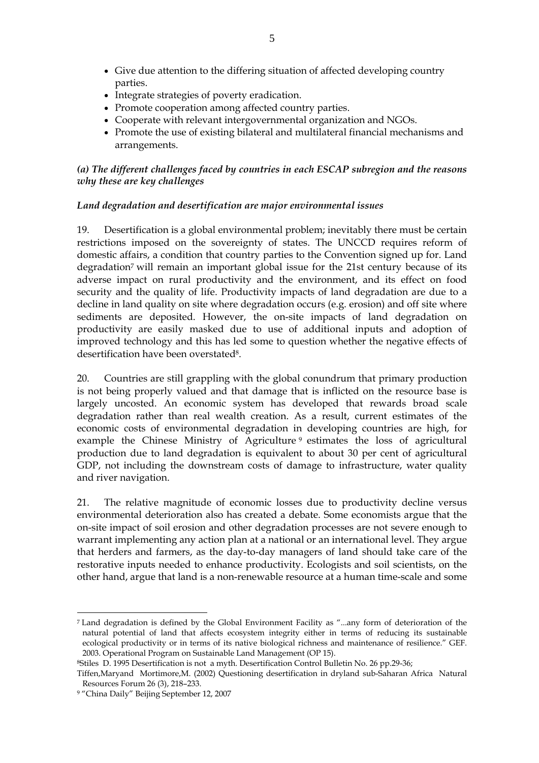- Give due attention to the differing situation of affected developing country parties.
- Integrate strategies of poverty eradication.
- Promote cooperation among affected country parties.
- Cooperate with relevant intergovernmental organization and NGOs.
- Promote the use of existing bilateral and multilateral financial mechanisms and arrangements.

### *(a) The different challenges faced by countries in each ESCAP subregion and the reasons why these are key challenges*

#### *Land degradation and desertification are major environmental issues*

19. Desertification is a global environmental problem; inevitably there must be certain restrictions imposed on the sovereignty of states. The UNCCD requires reform of domestic affairs, a condition that country parties to the Convention signed up for. Land degradation[7] will remain an important global issue for the 21st century because of its adverse impact on rural productivity and the environment, and its effect on food security and the quality of life. Productivity impacts of land degradation are due to a decline in land quality on site where degradation occurs (e.g. erosion) and off site where sediments are deposited. However, the on-site impacts of land degradation on productivity are easily masked due to use of additional inputs and adoption of improved technology and this has led some to question whether the negative effects of desertification have been overstated[8].

20. Countries are still grappling with the global conundrum that primary production is not being properly valued and that damage that is inflicted on the resource base is largely uncosted. An economic system has developed that rewards broad scale degradation rather than real wealth creation. As a result, current estimates of the economic costs of environmental degradation in developing countries are high, for example the Chinese Ministry of Agriculture[9] estimates the loss of agricultural production due to land degradation is equivalent to about 30 per cent of agricultural GDP, not including the downstream costs of damage to infrastructure, water quality and river navigation.

21. The relative magnitude of economic losses due to productivity decline versus environmental deterioration also has created a debate. Some economists argue that the on-site impact of soil erosion and other degradation processes are not severe enough to warrant implementing any action plan at a national or an international level. They argue that herders and farmers, as the day-to-day managers of land should take care of the restorative inputs needed to enhance productivity. Ecologists and soil scientists, on the other hand, argue that land is a non-renewable resource at a human time-scale and some

---

[7] Land degradation is defined by the Global Environment Facility as "...any form of deterioration of the natural potential of land that affects ecosystem integrity either in terms of reducing its sustainable ecological productivity or in terms of its native biological richness and maintenance of resilience." GEF. 2003. Operational Program on Sustainable Land Management (OP 15).

[8] Stiles D. 1995 Desertification is not a myth. Desertification Control Bulletin No. 26 pp.29-36;
Tiffen,Maryand Mortimore,M. (2002) Questioning desertification in dryland sub-Saharan Africa Natural Resources Forum 26 (3), 218–233.

[9] "China Daily" Beijing September 12, 2007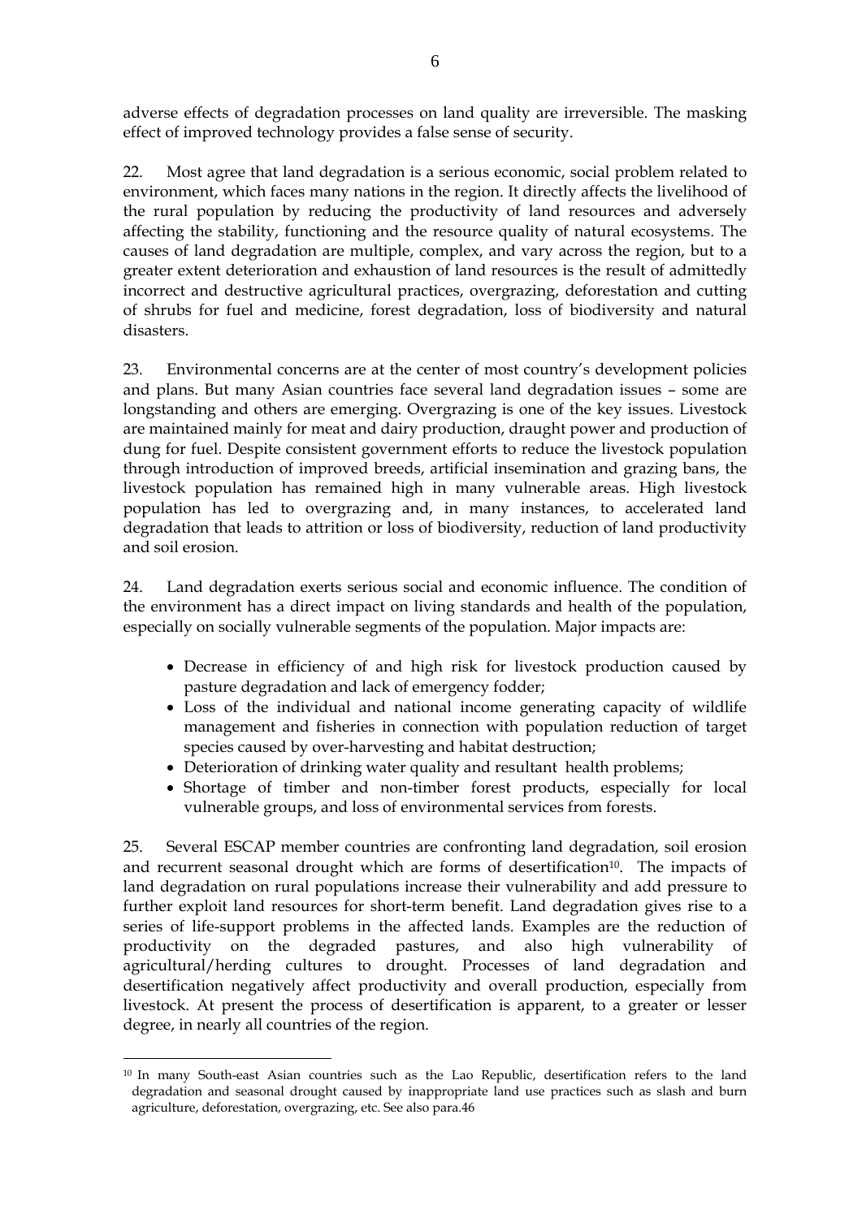adverse effects of degradation processes on land quality are irreversible. The masking effect of improved technology provides a false sense of security.

22. Most agree that land degradation is a serious economic, social problem related to environment, which faces many nations in the region. It directly affects the livelihood of the rural population by reducing the productivity of land resources and adversely affecting the stability, functioning and the resource quality of natural ecosystems. The causes of land degradation are multiple, complex, and vary across the region, but to a greater extent deterioration and exhaustion of land resources is the result of admittedly incorrect and destructive agricultural practices, overgrazing, deforestation and cutting of shrubs for fuel and medicine, forest degradation, loss of biodiversity and natural disasters.

23. Environmental concerns are at the center of most country's development policies and plans. But many Asian countries face several land degradation issues – some are longstanding and others are emerging. Overgrazing is one of the key issues. Livestock are maintained mainly for meat and dairy production, draught power and production of dung for fuel. Despite consistent government efforts to reduce the livestock population through introduction of improved breeds, artificial insemination and grazing bans, the livestock population has remained high in many vulnerable areas. High livestock population has led to overgrazing and, in many instances, to accelerated land degradation that leads to attrition or loss of biodiversity, reduction of land productivity and soil erosion.

24. Land degradation exerts serious social and economic influence. The condition of the environment has a direct impact on living standards and health of the population, especially on socially vulnerable segments of the population. Major impacts are:

- Decrease in efficiency of and high risk for livestock production caused by pasture degradation and lack of emergency fodder;
- Loss of the individual and national income generating capacity of wildlife management and fisheries in connection with population reduction of target species caused by over-harvesting and habitat destruction;
- Deterioration of drinking water quality and resultant health problems;
- Shortage of timber and non-timber forest products, especially for local vulnerable groups, and loss of environmental services from forests.

25. Several ESCAP member countries are confronting land degradation, soil erosion and recurrent seasonal drought which are forms of desertification[10]. The impacts of land degradation on rural populations increase their vulnerability and add pressure to further exploit land resources for short-term benefit. Land degradation gives rise to a series of life-support problems in the affected lands. Examples are the reduction of productivity on the degraded pastures, and also high vulnerability of agricultural/herding cultures to drought. Processes of land degradation and desertification negatively affect productivity and overall production, especially from livestock. At present the process of desertification is apparent, to a greater or lesser degree, in nearly all countries of the region.

[10] In many South-east Asian countries such as the Lao Republic, desertification refers to the land degradation and seasonal drought caused by inappropriate land use practices such as slash and burn agriculture, deforestation, overgrazing, etc. See also para.46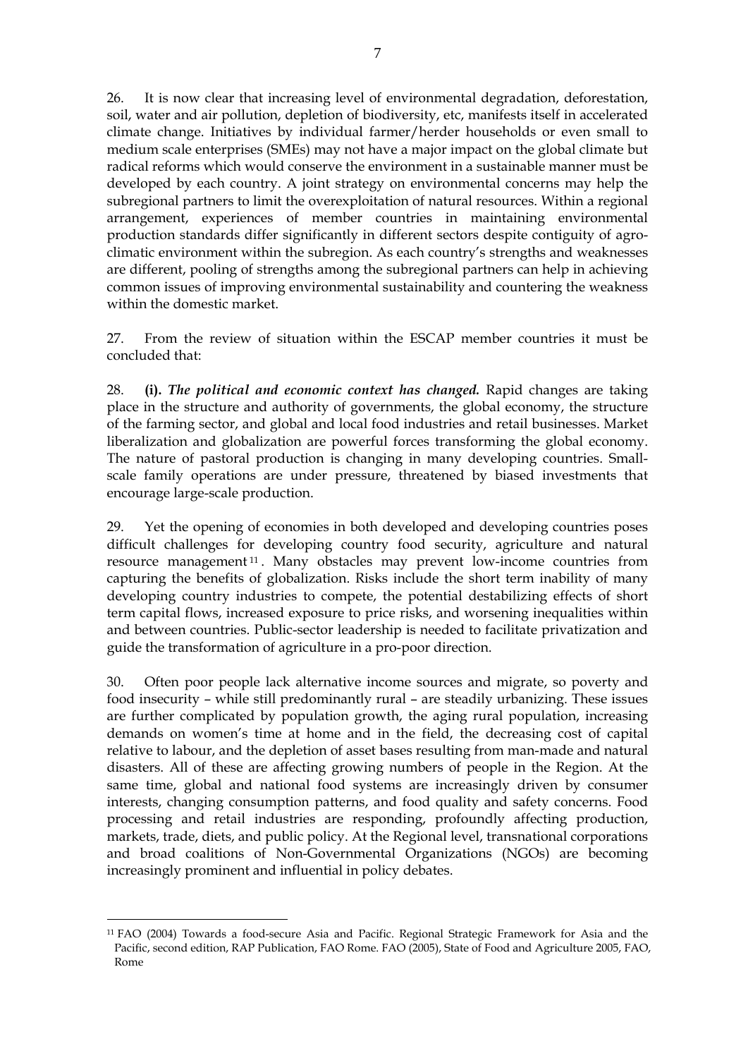26. It is now clear that increasing level of environmental degradation, deforestation, soil, water and air pollution, depletion of biodiversity, etc, manifests itself in accelerated climate change. Initiatives by individual farmer/herder households or even small to medium scale enterprises (SMEs) may not have a major impact on the global climate but radical reforms which would conserve the environment in a sustainable manner must be developed by each country. A joint strategy on environmental concerns may help the subregional partners to limit the overexploitation of natural resources. Within a regional arrangement, experiences of member countries in maintaining environmental production standards differ significantly in different sectors despite contiguity of agro-climatic environment within the subregion. As each country's strengths and weaknesses are different, pooling of strengths among the subregional partners can help in achieving common issues of improving environmental sustainability and countering the weakness within the domestic market.

27. From the review of situation within the ESCAP member countries it must be concluded that:

28. **(i).** ***The political and economic context has changed.*** Rapid changes are taking place in the structure and authority of governments, the global economy, the structure of the farming sector, and global and local food industries and retail businesses. Market liberalization and globalization are powerful forces transforming the global economy. The nature of pastoral production is changing in many developing countries. Small-scale family operations are under pressure, threatened by biased investments that encourage large-scale production.

29. Yet the opening of economies in both developed and developing countries poses difficult challenges for developing country food security, agriculture and natural resource management[11]. Many obstacles may prevent low-income countries from capturing the benefits of globalization. Risks include the short term inability of many developing country industries to compete, the potential destabilizing effects of short term capital flows, increased exposure to price risks, and worsening inequalities within and between countries. Public-sector leadership is needed to facilitate privatization and guide the transformation of agriculture in a pro-poor direction.

30. Often poor people lack alternative income sources and migrate, so poverty and food insecurity – while still predominantly rural – are steadily urbanizing. These issues are further complicated by population growth, the aging rural population, increasing demands on women's time at home and in the field, the decreasing cost of capital relative to labour, and the depletion of asset bases resulting from man-made and natural disasters. All of these are affecting growing numbers of people in the Region. At the same time, global and national food systems are increasingly driven by consumer interests, changing consumption patterns, and food quality and safety concerns. Food processing and retail industries are responding, profoundly affecting production, markets, trade, diets, and public policy. At the Regional level, transnational corporations and broad coalitions of Non-Governmental Organizations (NGOs) are becoming increasingly prominent and influential in policy debates.

---

[11] FAO (2004) Towards a food-secure Asia and Pacific. Regional Strategic Framework for Asia and the Pacific, second edition, RAP Publication, FAO Rome. FAO (2005), State of Food and Agriculture 2005, FAO, Rome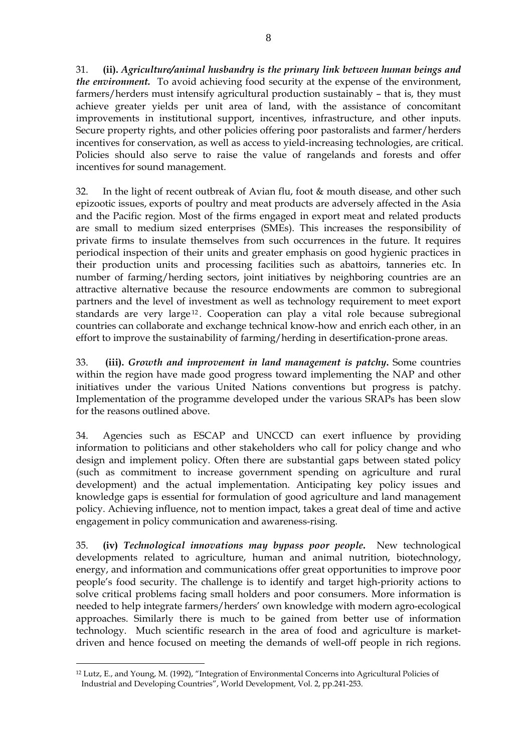31. **(ii).** ***Agriculture/animal husbandry is the primary link between human beings and the environment.*** To avoid achieving food security at the expense of the environment, farmers/herders must intensify agricultural production sustainably – that is, they must achieve greater yields per unit area of land, with the assistance of concomitant improvements in institutional support, incentives, infrastructure, and other inputs. Secure property rights, and other policies offering poor pastoralists and farmer/herders incentives for conservation, as well as access to yield-increasing technologies, are critical. Policies should also serve to raise the value of rangelands and forests and offer incentives for sound management.

32. In the light of recent outbreak of Avian flu, foot & mouth disease, and other such epizootic issues, exports of poultry and meat products are adversely affected in the Asia and the Pacific region. Most of the firms engaged in export meat and related products are small to medium sized enterprises (SMEs). This increases the responsibility of private firms to insulate themselves from such occurrences in the future. It requires periodical inspection of their units and greater emphasis on good hygienic practices in their production units and processing facilities such as abattoirs, tanneries etc. In number of farming/herding sectors, joint initiatives by neighboring countries are an attractive alternative because the resource endowments are common to subregional partners and the level of investment as well as technology requirement to meet export standards are very large[12]. Cooperation can play a vital role because subregional countries can collaborate and exchange technical know-how and enrich each other, in an effort to improve the sustainability of farming/herding in desertification-prone areas.

33. **(iii).** ***Growth and improvement in land management is patchy.*** Some countries within the region have made good progress toward implementing the NAP and other initiatives under the various United Nations conventions but progress is patchy. Implementation of the programme developed under the various SRAPs has been slow for the reasons outlined above.

34. Agencies such as ESCAP and UNCCD can exert influence by providing information to politicians and other stakeholders who call for policy change and who design and implement policy. Often there are substantial gaps between stated policy (such as commitment to increase government spending on agriculture and rural development) and the actual implementation. Anticipating key policy issues and knowledge gaps is essential for formulation of good agriculture and land management policy. Achieving influence, not to mention impact, takes a great deal of time and active engagement in policy communication and awareness-rising.

35. **(iv)** ***Technological innovations may bypass poor people.*** New technological developments related to agriculture, human and animal nutrition, biotechnology, energy, and information and communications offer great opportunities to improve poor people's food security. The challenge is to identify and target high-priority actions to solve critical problems facing small holders and poor consumers. More information is needed to help integrate farmers/herders' own knowledge with modern agro-ecological approaches. Similarly there is much to be gained from better use of information technology. Much scientific research in the area of food and agriculture is market-driven and hence focused on meeting the demands of well-off people in rich regions.

---

[12] Lutz, E., and Young, M. (1992), "Integration of Environmental Concerns into Agricultural Policies of Industrial and Developing Countries", World Development, Vol. 2, pp.241-253.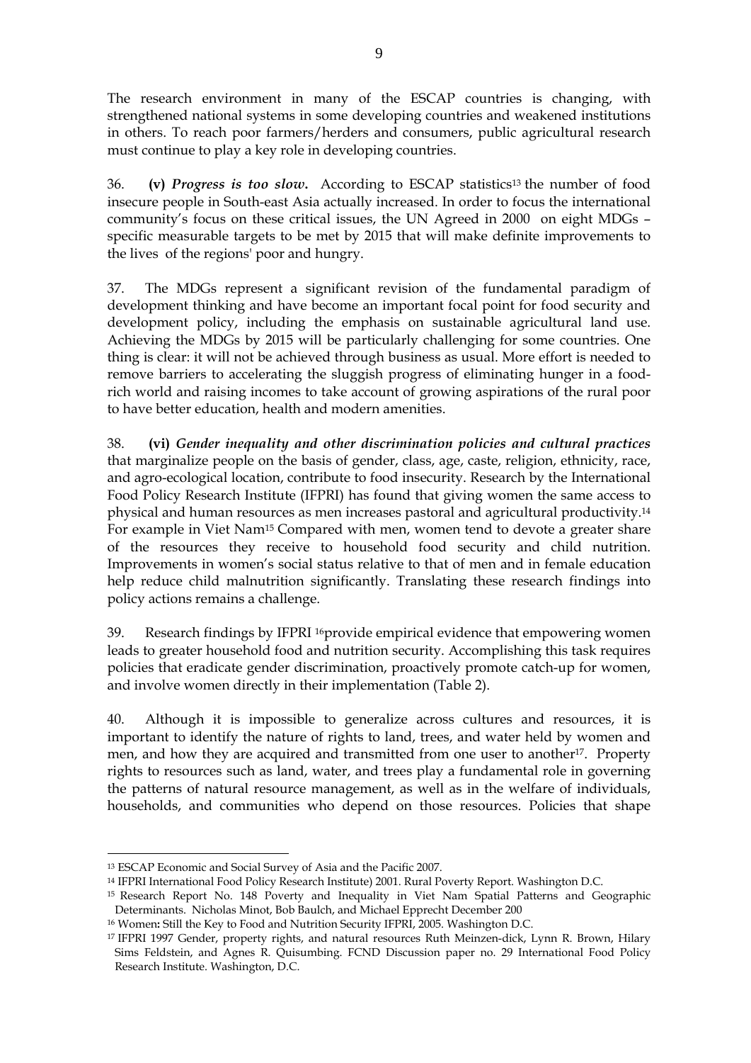The research environment in many of the ESCAP countries is changing, with strengthened national systems in some developing countries and weakened institutions in others. To reach poor farmers/herders and consumers, public agricultural research must continue to play a key role in developing countries.

36. **(v)** ***Progress is too slow*****.** According to ESCAP statistics[13] the number of food insecure people in South-east Asia actually increased. In order to focus the international community's focus on these critical issues, the UN Agreed in 2000 on eight MDGs – specific measurable targets to be met by 2015 that will make definite improvements to the lives of the regions' poor and hungry.

37. The MDGs represent a significant revision of the fundamental paradigm of development thinking and have become an important focal point for food security and development policy, including the emphasis on sustainable agricultural land use. Achieving the MDGs by 2015 will be particularly challenging for some countries. One thing is clear: it will not be achieved through business as usual. More effort is needed to remove barriers to accelerating the sluggish progress of eliminating hunger in a food-rich world and raising incomes to take account of growing aspirations of the rural poor to have better education, health and modern amenities.

38. **(vi)** ***Gender inequality and other discrimination policies and cultural practices*** that marginalize people on the basis of gender, class, age, caste, religion, ethnicity, race, and agro-ecological location, contribute to food insecurity. Research by the International Food Policy Research Institute (IFPRI) has found that giving women the same access to physical and human resources as men increases pastoral and agricultural productivity.[14] For example in Viet Nam[15] Compared with men, women tend to devote a greater share of the resources they receive to household food security and child nutrition. Improvements in women's social status relative to that of men and in female education help reduce child malnutrition significantly. Translating these research findings into policy actions remains a challenge.

39. Research findings by IFPRI [16]provide empirical evidence that empowering women leads to greater household food and nutrition security. Accomplishing this task requires policies that eradicate gender discrimination, proactively promote catch-up for women, and involve women directly in their implementation (Table 2).

40. Although it is impossible to generalize across cultures and resources, it is important to identify the nature of rights to land, trees, and water held by women and men, and how they are acquired and transmitted from one user to another[17]. Property rights to resources such as land, water, and trees play a fundamental role in governing the patterns of natural resource management, as well as in the welfare of individuals, households, and communities who depend on those resources. Policies that shape

---

[13] ESCAP Economic and Social Survey of Asia and the Pacific 2007.

[14] IFPRI International Food Policy Research Institute) 2001. Rural Poverty Report. Washington D.C.

[15] Research Report No. 148 Poverty and Inequality in Viet Nam Spatial Patterns and Geographic Determinants. Nicholas Minot, Bob Baulch, and Michael Epprecht December 200

[16] Women**:** Still the Key to Food and Nutrition Security IFPRI, 2005. Washington D.C.

[17] IFPRI 1997 Gender, property rights, and natural resources Ruth Meinzen-dick, Lynn R. Brown, Hilary Sims Feldstein, and Agnes R. Quisumbing. FCND Discussion paper no. 29 International Food Policy Research Institute. Washington, D.C.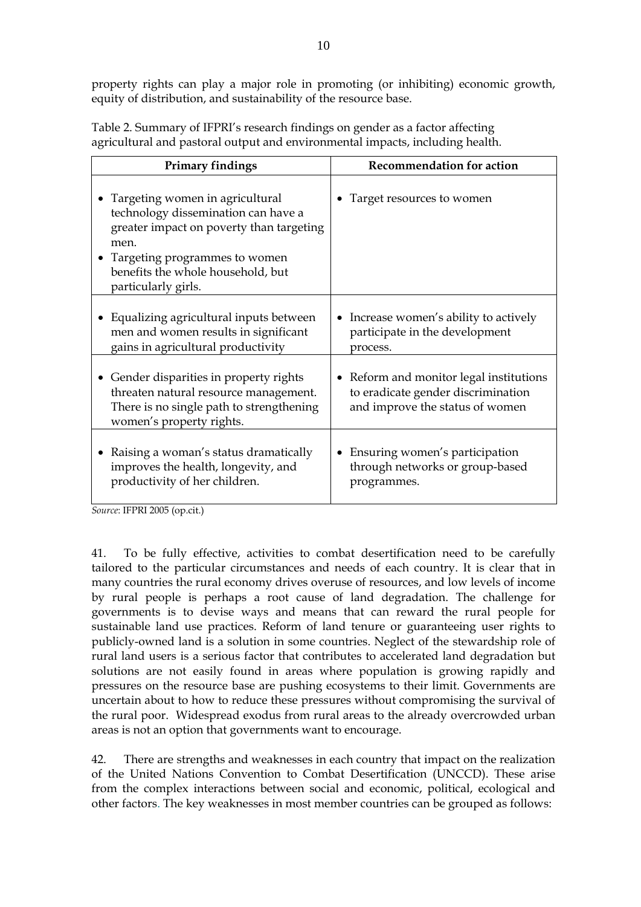property rights can play a major role in promoting (or inhibiting) economic growth, equity of distribution, and sustainability of the resource base.

Table 2. Summary of IFPRI's research findings on gender as a factor affecting agricultural and pastoral output and environmental impacts, including health.

| Primary findings | Recommendation for action |
|---|---|
| • Targeting women in agricultural technology dissemination can have a greater impact on poverty than targeting men.<br>• Targeting programmes to women benefits the whole household, but particularly girls. | • Target resources to women |
| • Equalizing agricultural inputs between men and women results in significant gains in agricultural productivity | • Increase women's ability to actively participate in the development process. |
| • Gender disparities in property rights threaten natural resource management. There is no single path to strengthening women's property rights. | • Reform and monitor legal institutions to eradicate gender discrimination and improve the status of women |
| • Raising a woman's status dramatically improves the health, longevity, and productivity of her children. | • Ensuring women's participation through networks or group-based programmes. |

*Source*: IFPRI 2005 (op.cit.)

41. To be fully effective, activities to combat desertification need to be carefully tailored to the particular circumstances and needs of each country. It is clear that in many countries the rural economy drives overuse of resources, and low levels of income by rural people is perhaps a root cause of land degradation. The challenge for governments is to devise ways and means that can reward the rural people for sustainable land use practices. Reform of land tenure or guaranteeing user rights to publicly-owned land is a solution in some countries. Neglect of the stewardship role of rural land users is a serious factor that contributes to accelerated land degradation but solutions are not easily found in areas where population is growing rapidly and pressures on the resource base are pushing ecosystems to their limit. Governments are uncertain about to how to reduce these pressures without compromising the survival of the rural poor. Widespread exodus from rural areas to the already overcrowded urban areas is not an option that governments want to encourage.

42. There are strengths and weaknesses in each country that impact on the realization of the United Nations Convention to Combat Desertification (UNCCD). These arise from the complex interactions between social and economic, political, ecological and other factors. The key weaknesses in most member countries can be grouped as follows: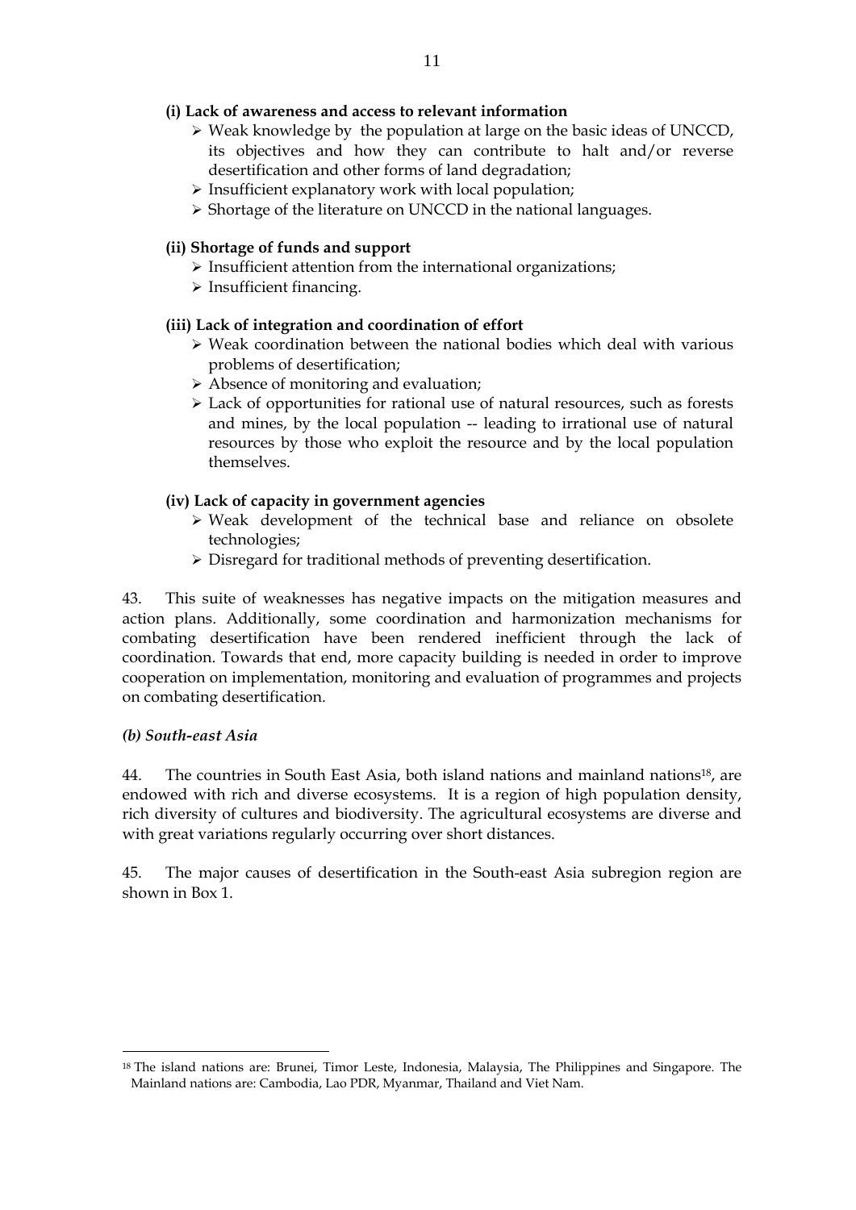**(i) Lack of awareness and access to relevant information**

- Weak knowledge by the population at large on the basic ideas of UNCCD, its objectives and how they can contribute to halt and/or reverse desertification and other forms of land degradation;
- Insufficient explanatory work with local population;
- Shortage of the literature on UNCCD in the national languages.

**(ii) Shortage of funds and support**

- Insufficient attention from the international organizations;
- Insufficient financing.

**(iii) Lack of integration and coordination of effort**

- Weak coordination between the national bodies which deal with various problems of desertification;
- Absence of monitoring and evaluation;
- Lack of opportunities for rational use of natural resources, such as forests and mines, by the local population -- leading to irrational use of natural resources by those who exploit the resource and by the local population themselves.

**(iv) Lack of capacity in government agencies**

- Weak development of the technical base and reliance on obsolete technologies;
- Disregard for traditional methods of preventing desertification.

43. This suite of weaknesses has negative impacts on the mitigation measures and action plans. Additionally, some coordination and harmonization mechanisms for combating desertification have been rendered inefficient through the lack of coordination. Towards that end, more capacity building is needed in order to improve cooperation on implementation, monitoring and evaluation of programmes and projects on combating desertification.

***(b) South-east Asia***

44. The countries in South East Asia, both island nations and mainland nations[18], are endowed with rich and diverse ecosystems. It is a region of high population density, rich diversity of cultures and biodiversity. The agricultural ecosystems are diverse and with great variations regularly occurring over short distances.

45. The major causes of desertification in the South-east Asia subregion region are shown in Box 1.

[18] The island nations are: Brunei, Timor Leste, Indonesia, Malaysia, The Philippines and Singapore. The Mainland nations are: Cambodia, Lao PDR, Myanmar, Thailand and Viet Nam.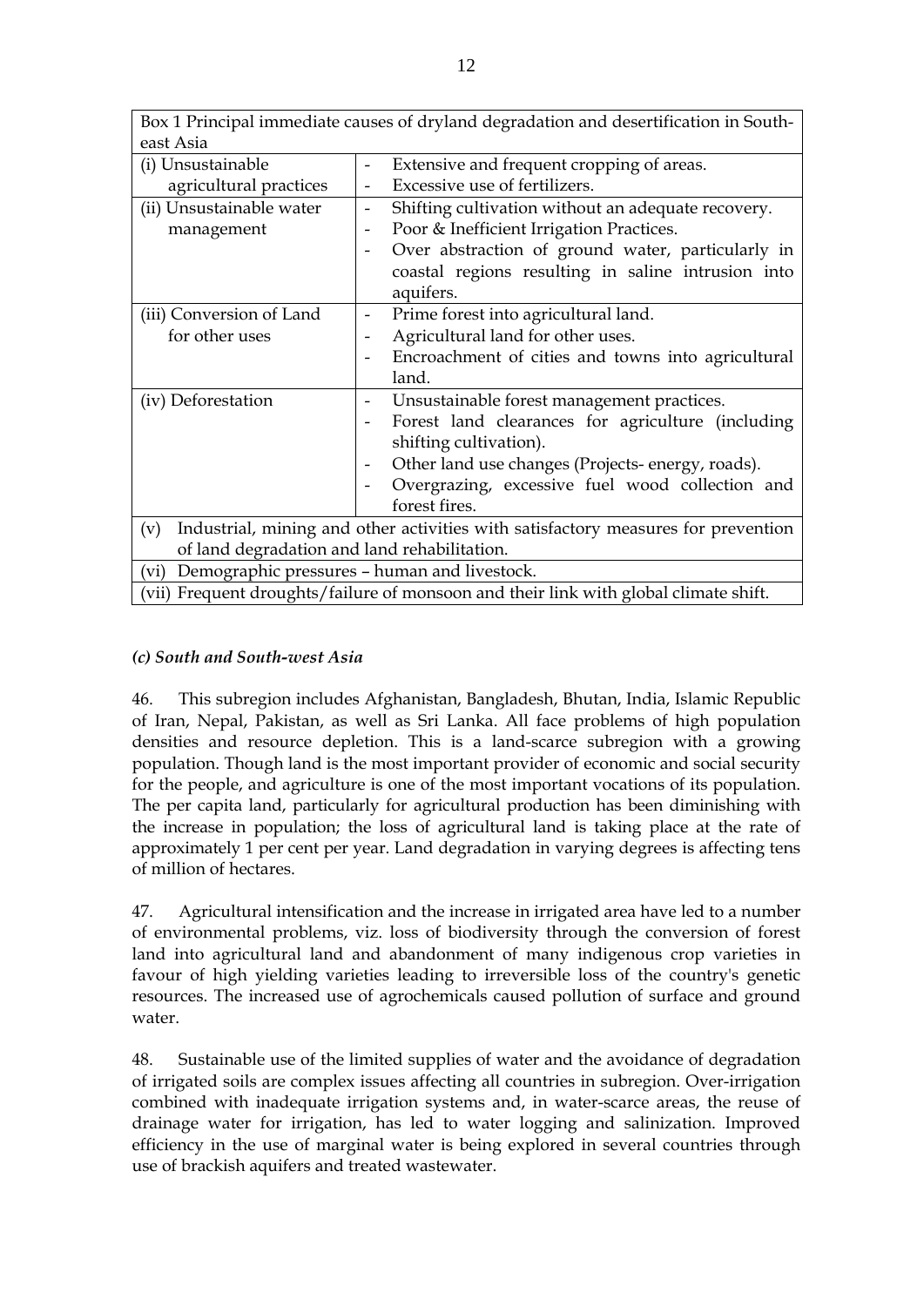| Box 1 Principal immediate causes of dryland degradation and desertification in South-east Asia | |
|---|---|
| (i) Unsustainable agricultural practices | - Extensive and frequent cropping of areas.<br>- Excessive use of fertilizers. |
| (ii) Unsustainable water management | - Shifting cultivation without an adequate recovery.<br>- Poor & Inefficient Irrigation Practices.<br>- Over abstraction of ground water, particularly in coastal regions resulting in saline intrusion into aquifers. |
| (iii) Conversion of Land for other uses | - Prime forest into agricultural land.<br>- Agricultural land for other uses.<br>- Encroachment of cities and towns into agricultural land. |
| (iv) Deforestation | - Unsustainable forest management practices.<br>- Forest land clearances for agriculture (including shifting cultivation).<br>- Other land use changes (Projects- energy, roads).<br>- Overgrazing, excessive fuel wood collection and forest fires. |
| (v) Industrial, mining and other activities with satisfactory measures for prevention of land degradation and land rehabilitation. | |
| (vi) Demographic pressures – human and livestock. | |
| (vii) Frequent droughts/failure of monsoon and their link with global climate shift. | |

### *(c) South and South-west Asia*

46. This subregion includes Afghanistan, Bangladesh, Bhutan, India, Islamic Republic of Iran, Nepal, Pakistan, as well as Sri Lanka. All face problems of high population densities and resource depletion. This is a land-scarce subregion with a growing population. Though land is the most important provider of economic and social security for the people, and agriculture is one of the most important vocations of its population. The per capita land, particularly for agricultural production has been diminishing with the increase in population; the loss of agricultural land is taking place at the rate of approximately 1 per cent per year. Land degradation in varying degrees is affecting tens of million of hectares.

47. Agricultural intensification and the increase in irrigated area have led to a number of environmental problems, viz. loss of biodiversity through the conversion of forest land into agricultural land and abandonment of many indigenous crop varieties in favour of high yielding varieties leading to irreversible loss of the country's genetic resources. The increased use of agrochemicals caused pollution of surface and ground water.

48. Sustainable use of the limited supplies of water and the avoidance of degradation of irrigated soils are complex issues affecting all countries in subregion. Over-irrigation combined with inadequate irrigation systems and, in water-scarce areas, the reuse of drainage water for irrigation, has led to water logging and salinization. Improved efficiency in the use of marginal water is being explored in several countries through use of brackish aquifers and treated wastewater.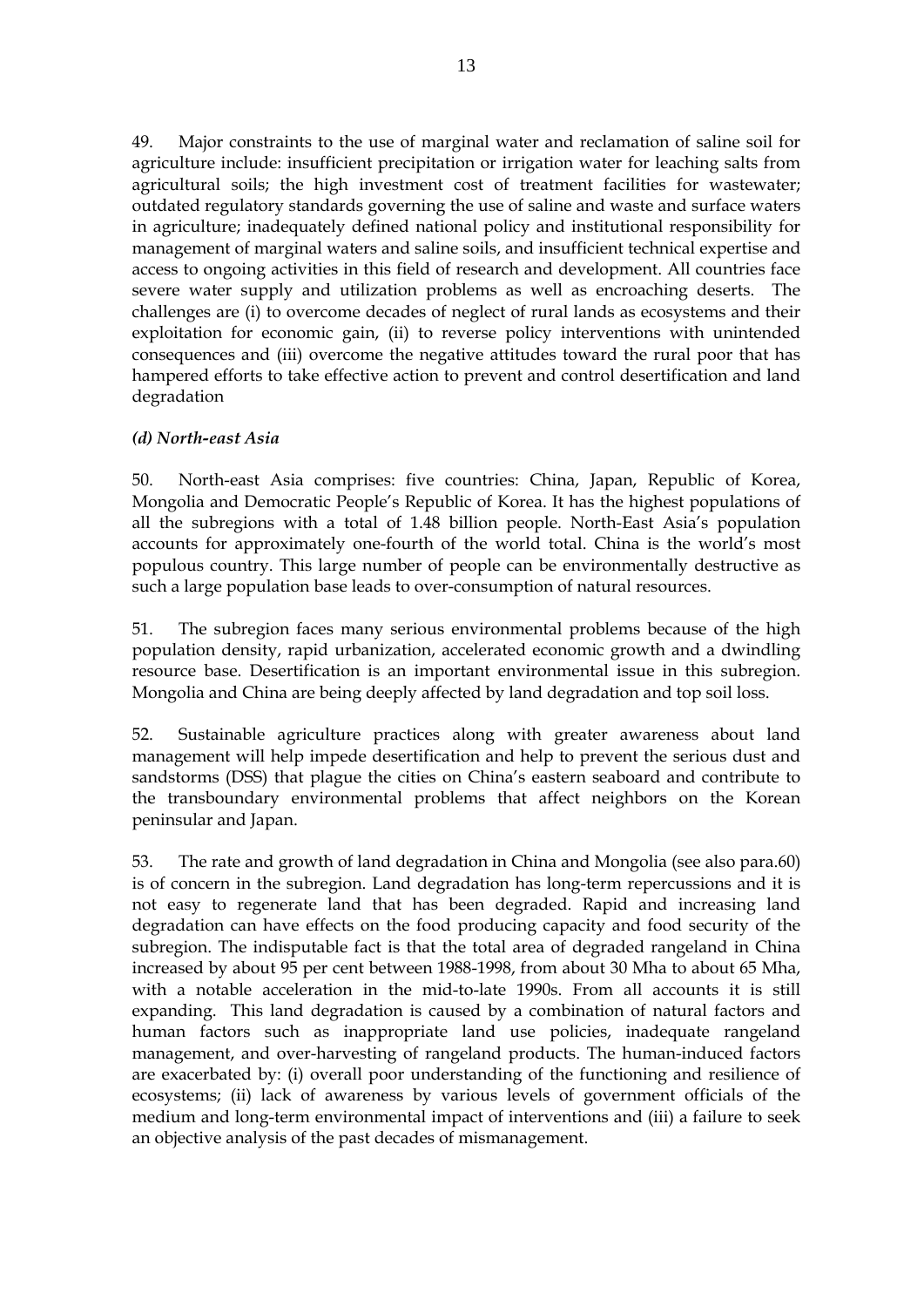49. Major constraints to the use of marginal water and reclamation of saline soil for agriculture include: insufficient precipitation or irrigation water for leaching salts from agricultural soils; the high investment cost of treatment facilities for wastewater; outdated regulatory standards governing the use of saline and waste and surface waters in agriculture; inadequately defined national policy and institutional responsibility for management of marginal waters and saline soils, and insufficient technical expertise and access to ongoing activities in this field of research and development. All countries face severe water supply and utilization problems as well as encroaching deserts. The challenges are (i) to overcome decades of neglect of rural lands as ecosystems and their exploitation for economic gain, (ii) to reverse policy interventions with unintended consequences and (iii) overcome the negative attitudes toward the rural poor that has hampered efforts to take effective action to prevent and control desertification and land degradation

### *(d) North-east Asia*

50. North-east Asia comprises: five countries: China, Japan, Republic of Korea, Mongolia and Democratic People's Republic of Korea. It has the highest populations of all the subregions with a total of 1.48 billion people. North-East Asia's population accounts for approximately one-fourth of the world total. China is the world's most populous country. This large number of people can be environmentally destructive as such a large population base leads to over-consumption of natural resources.

51. The subregion faces many serious environmental problems because of the high population density, rapid urbanization, accelerated economic growth and a dwindling resource base. Desertification is an important environmental issue in this subregion. Mongolia and China are being deeply affected by land degradation and top soil loss.

52. Sustainable agriculture practices along with greater awareness about land management will help impede desertification and help to prevent the serious dust and sandstorms (DSS) that plague the cities on China's eastern seaboard and contribute to the transboundary environmental problems that affect neighbors on the Korean peninsular and Japan.

53. The rate and growth of land degradation in China and Mongolia (see also para.60) is of concern in the subregion. Land degradation has long-term repercussions and it is not easy to regenerate land that has been degraded. Rapid and increasing land degradation can have effects on the food producing capacity and food security of the subregion. The indisputable fact is that the total area of degraded rangeland in China increased by about 95 per cent between 1988-1998, from about 30 Mha to about 65 Mha, with a notable acceleration in the mid-to-late 1990s. From all accounts it is still expanding. This land degradation is caused by a combination of natural factors and human factors such as inappropriate land use policies, inadequate rangeland management, and over-harvesting of rangeland products. The human-induced factors are exacerbated by: (i) overall poor understanding of the functioning and resilience of ecosystems; (ii) lack of awareness by various levels of government officials of the medium and long-term environmental impact of interventions and (iii) a failure to seek an objective analysis of the past decades of mismanagement.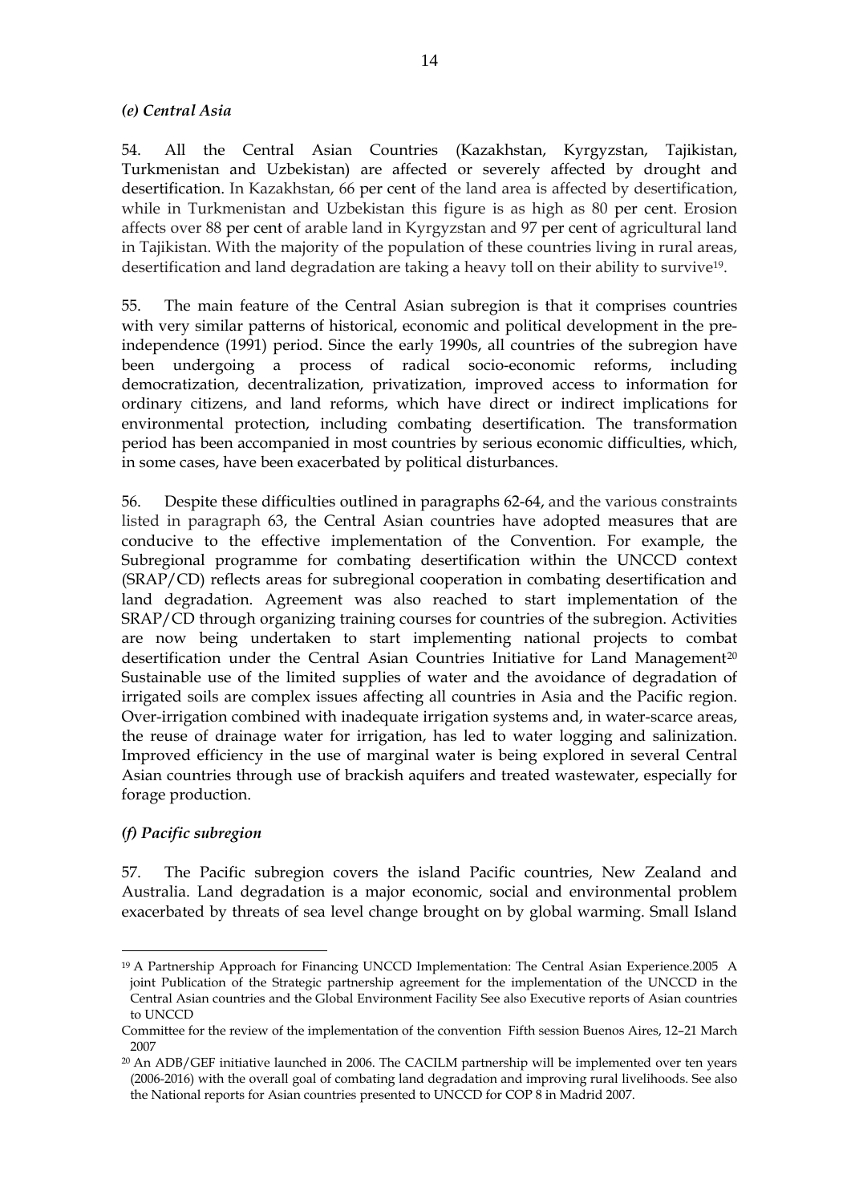*(e) Central Asia*

54. All the Central Asian Countries (Kazakhstan, Kyrgyzstan, Tajikistan, Turkmenistan and Uzbekistan) are affected or severely affected by drought and desertification. In Kazakhstan, 66 per cent of the land area is affected by desertification, while in Turkmenistan and Uzbekistan this figure is as high as 80 per cent. Erosion affects over 88 per cent of arable land in Kyrgyzstan and 97 per cent of agricultural land in Tajikistan. With the majority of the population of these countries living in rural areas, desertification and land degradation are taking a heavy toll on their ability to survive[19].

55. The main feature of the Central Asian subregion is that it comprises countries with very similar patterns of historical, economic and political development in the pre-independence (1991) period. Since the early 1990s, all countries of the subregion have been undergoing a process of radical socio-economic reforms, including democratization, decentralization, privatization, improved access to information for ordinary citizens, and land reforms, which have direct or indirect implications for environmental protection, including combating desertification. The transformation period has been accompanied in most countries by serious economic difficulties, which, in some cases, have been exacerbated by political disturbances.

56. Despite these difficulties outlined in paragraphs 62-64, and the various constraints listed in paragraph 63, the Central Asian countries have adopted measures that are conducive to the effective implementation of the Convention. For example, the Subregional programme for combating desertification within the UNCCD context (SRAP/CD) reflects areas for subregional cooperation in combating desertification and land degradation. Agreement was also reached to start implementation of the SRAP/CD through organizing training courses for countries of the subregion. Activities are now being undertaken to start implementing national projects to combat desertification under the Central Asian Countries Initiative for Land Management[20] Sustainable use of the limited supplies of water and the avoidance of degradation of irrigated soils are complex issues affecting all countries in Asia and the Pacific region. Over-irrigation combined with inadequate irrigation systems and, in water-scarce areas, the reuse of drainage water for irrigation, has led to water logging and salinization. Improved efficiency in the use of marginal water is being explored in several Central Asian countries through use of brackish aquifers and treated wastewater, especially for forage production.

*(f) Pacific subregion*

57. The Pacific subregion covers the island Pacific countries, New Zealand and Australia. Land degradation is a major economic, social and environmental problem exacerbated by threats of sea level change brought on by global warming. Small Island

---

[19] A Partnership Approach for Financing UNCCD Implementation: The Central Asian Experience.2005 A joint Publication of the Strategic partnership agreement for the implementation of the UNCCD in the Central Asian countries and the Global Environment Facility See also Executive reports of Asian countries to UNCCD

Committee for the review of the implementation of the convention Fifth session Buenos Aires, 12–21 March 2007

[20] An ADB/GEF initiative launched in 2006. The CACILM partnership will be implemented over ten years (2006-2016) with the overall goal of combating land degradation and improving rural livelihoods. See also the National reports for Asian countries presented to UNCCD for COP 8 in Madrid 2007.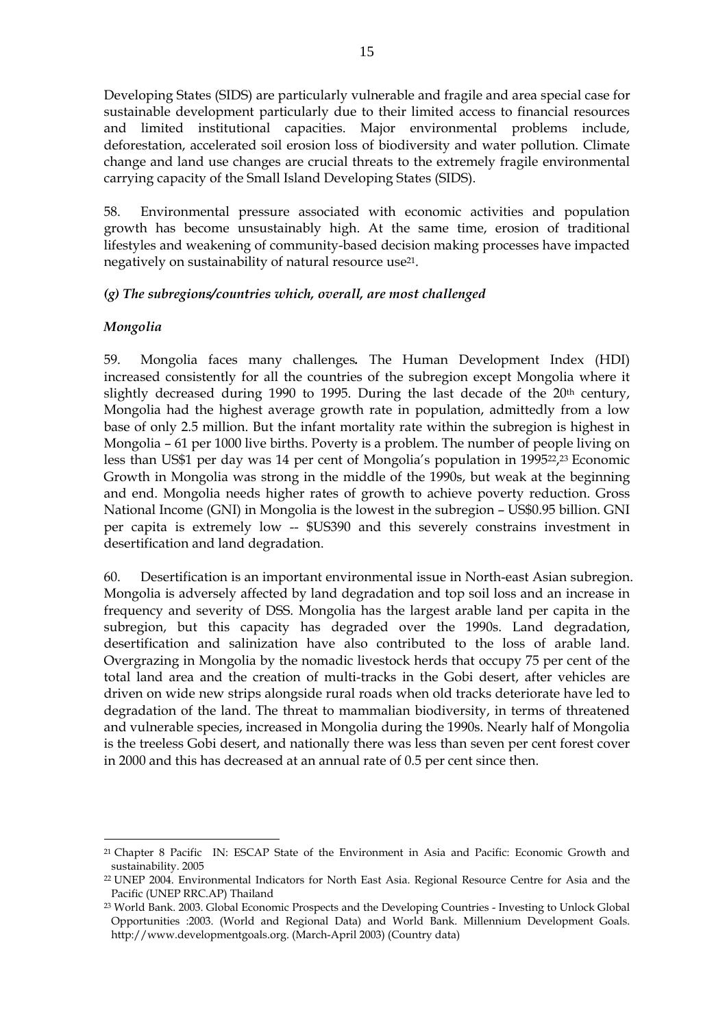Developing States (SIDS) are particularly vulnerable and fragile and area special case for sustainable development particularly due to their limited access to financial resources and limited institutional capacities. Major environmental problems include, deforestation, accelerated soil erosion loss of biodiversity and water pollution. Climate change and land use changes are crucial threats to the extremely fragile environmental carrying capacity of the Small Island Developing States (SIDS).

58. Environmental pressure associated with economic activities and population growth has become unsustainably high. At the same time, erosion of traditional lifestyles and weakening of community-based decision making processes have impacted negatively on sustainability of natural resource use[21].

### *(g) The subregions/countries which, overall, are most challenged*

#### *Mongolia*

59. Mongolia faces many challenges**.** The Human Development Index (HDI) increased consistently for all the countries of the subregion except Mongolia where it slightly decreased during 1990 to 1995. During the last decade of the 20th century, Mongolia had the highest average growth rate in population, admittedly from a low base of only 2.5 million. But the infant mortality rate within the subregion is highest in Mongolia – 61 per 1000 live births. Poverty is a problem. The number of people living on less than US$1 per day was 14 per cent of Mongolia's population in 1995[22],[23] Economic Growth in Mongolia was strong in the middle of the 1990s, but weak at the beginning and end. Mongolia needs higher rates of growth to achieve poverty reduction. Gross National Income (GNI) in Mongolia is the lowest in the subregion – US$0.95 billion. GNI per capita is extremely low -- $US390 and this severely constrains investment in desertification and land degradation.

60. Desertification is an important environmental issue in North-east Asian subregion. Mongolia is adversely affected by land degradation and top soil loss and an increase in frequency and severity of DSS. Mongolia has the largest arable land per capita in the subregion, but this capacity has degraded over the 1990s. Land degradation, desertification and salinization have also contributed to the loss of arable land. Overgrazing in Mongolia by the nomadic livestock herds that occupy 75 per cent of the total land area and the creation of multi-tracks in the Gobi desert, after vehicles are driven on wide new strips alongside rural roads when old tracks deteriorate have led to degradation of the land. The threat to mammalian biodiversity, in terms of threatened and vulnerable species, increased in Mongolia during the 1990s. Nearly half of Mongolia is the treeless Gobi desert, and nationally there was less than seven per cent forest cover in 2000 and this has decreased at an annual rate of 0.5 per cent since then.

---

[21] Chapter 8 Pacific IN: ESCAP State of the Environment in Asia and Pacific: Economic Growth and sustainability. 2005

[22] UNEP 2004. Environmental Indicators for North East Asia. Regional Resource Centre for Asia and the Pacific (UNEP RRC.AP) Thailand

[23] World Bank. 2003. Global Economic Prospects and the Developing Countries - Investing to Unlock Global Opportunities :2003. (World and Regional Data) and World Bank. Millennium Development Goals. http://www.developmentgoals.org. (March-April 2003) (Country data)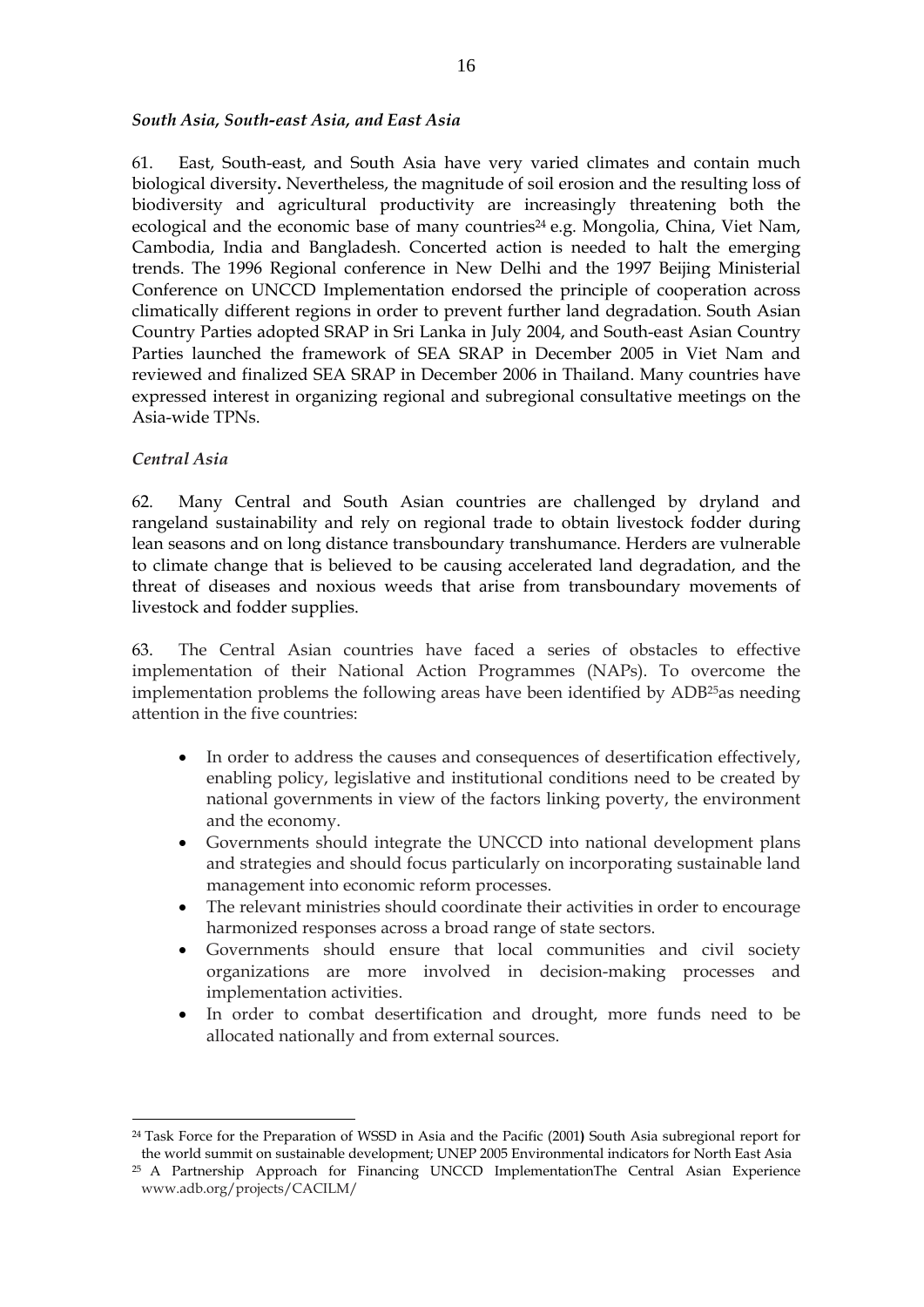*South Asia, South-east Asia, and East Asia*

61. East, South-east, and South Asia have very varied climates and contain much biological diversity**.** Nevertheless, the magnitude of soil erosion and the resulting loss of biodiversity and agricultural productivity are increasingly threatening both the ecological and the economic base of many countries[24] e.g. Mongolia, China, Viet Nam, Cambodia, India and Bangladesh. Concerted action is needed to halt the emerging trends. The 1996 Regional conference in New Delhi and the 1997 Beijing Ministerial Conference on UNCCD Implementation endorsed the principle of cooperation across climatically different regions in order to prevent further land degradation. South Asian Country Parties adopted SRAP in Sri Lanka in July 2004, and South-east Asian Country Parties launched the framework of SEA SRAP in December 2005 in Viet Nam and reviewed and finalized SEA SRAP in December 2006 in Thailand. Many countries have expressed interest in organizing regional and subregional consultative meetings on the Asia-wide TPNs.

*Central Asia*

62. Many Central and South Asian countries are challenged by dryland and rangeland sustainability and rely on regional trade to obtain livestock fodder during lean seasons and on long distance transboundary transhumance. Herders are vulnerable to climate change that is believed to be causing accelerated land degradation, and the threat of diseases and noxious weeds that arise from transboundary movements of livestock and fodder supplies.

63. The Central Asian countries have faced a series of obstacles to effective implementation of their National Action Programmes (NAPs). To overcome the implementation problems the following areas have been identified by ADB[25]as needing attention in the five countries:

- In order to address the causes and consequences of desertification effectively, enabling policy, legislative and institutional conditions need to be created by national governments in view of the factors linking poverty, the environment and the economy.
- Governments should integrate the UNCCD into national development plans and strategies and should focus particularly on incorporating sustainable land management into economic reform processes.
- The relevant ministries should coordinate their activities in order to encourage harmonized responses across a broad range of state sectors.
- Governments should ensure that local communities and civil society organizations are more involved in decision-making processes and implementation activities.
- In order to combat desertification and drought, more funds need to be allocated nationally and from external sources.

---

[24] Task Force for the Preparation of WSSD in Asia and the Pacific (2001**)** South Asia subregional report for the world summit on sustainable development; UNEP 2005 Environmental indicators for North East Asia

[25] A Partnership Approach for Financing UNCCD ImplementationThe Central Asian Experience www.adb.org/projects/CACILM/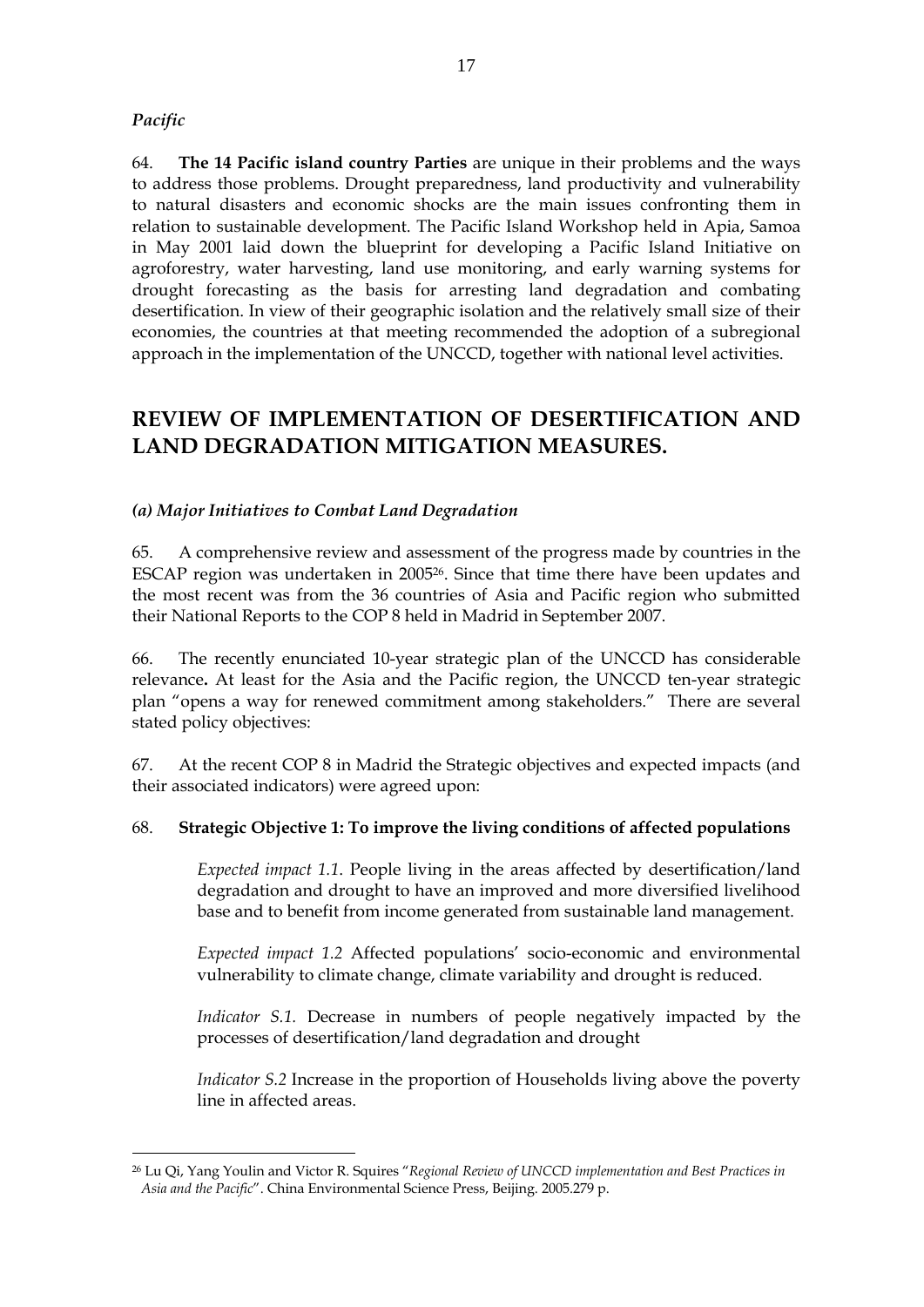### *Pacific*

64. **The 14 Pacific island country Parties** are unique in their problems and the ways to address those problems. Drought preparedness, land productivity and vulnerability to natural disasters and economic shocks are the main issues confronting them in relation to sustainable development. The Pacific Island Workshop held in Apia, Samoa in May 2001 laid down the blueprint for developing a Pacific Island Initiative on agroforestry, water harvesting, land use monitoring, and early warning systems for drought forecasting as the basis for arresting land degradation and combating desertification. In view of their geographic isolation and the relatively small size of their economies, the countries at that meeting recommended the adoption of a subregional approach in the implementation of the UNCCD, together with national level activities.

## REVIEW OF IMPLEMENTATION OF DESERTIFICATION AND LAND DEGRADATION MITIGATION MEASURES.

### *(a) Major Initiatives to Combat Land Degradation*

65. A comprehensive review and assessment of the progress made by countries in the ESCAP region was undertaken in 2005[26]. Since that time there have been updates and the most recent was from the 36 countries of Asia and Pacific region who submitted their National Reports to the COP 8 held in Madrid in September 2007.

66. The recently enunciated 10-year strategic plan of the UNCCD has considerable relevance**.** At least for the Asia and the Pacific region, the UNCCD ten-year strategic plan "opens a way for renewed commitment among stakeholders." There are several stated policy objectives:

67. At the recent COP 8 in Madrid the Strategic objectives and expected impacts (and their associated indicators) were agreed upon:

68. **Strategic Objective 1: To improve the living conditions of affected populations**

> *Expected impact 1.1.* People living in the areas affected by desertification/land degradation and drought to have an improved and more diversified livelihood base and to benefit from income generated from sustainable land management.
>
> *Expected impact 1.2* Affected populations' socio-economic and environmental vulnerability to climate change, climate variability and drought is reduced.
>
> *Indicator S.1.* Decrease in numbers of people negatively impacted by the processes of desertification/land degradation and drought
>
> *Indicator S.2* Increase in the proportion of Households living above the poverty line in affected areas.

---

[26] Lu Qi, Yang Youlin and Victor R. Squires "*Regional Review of UNCCD implementation and Best Practices in Asia and the Pacific*". China Environmental Science Press, Beijing. 2005.279 p.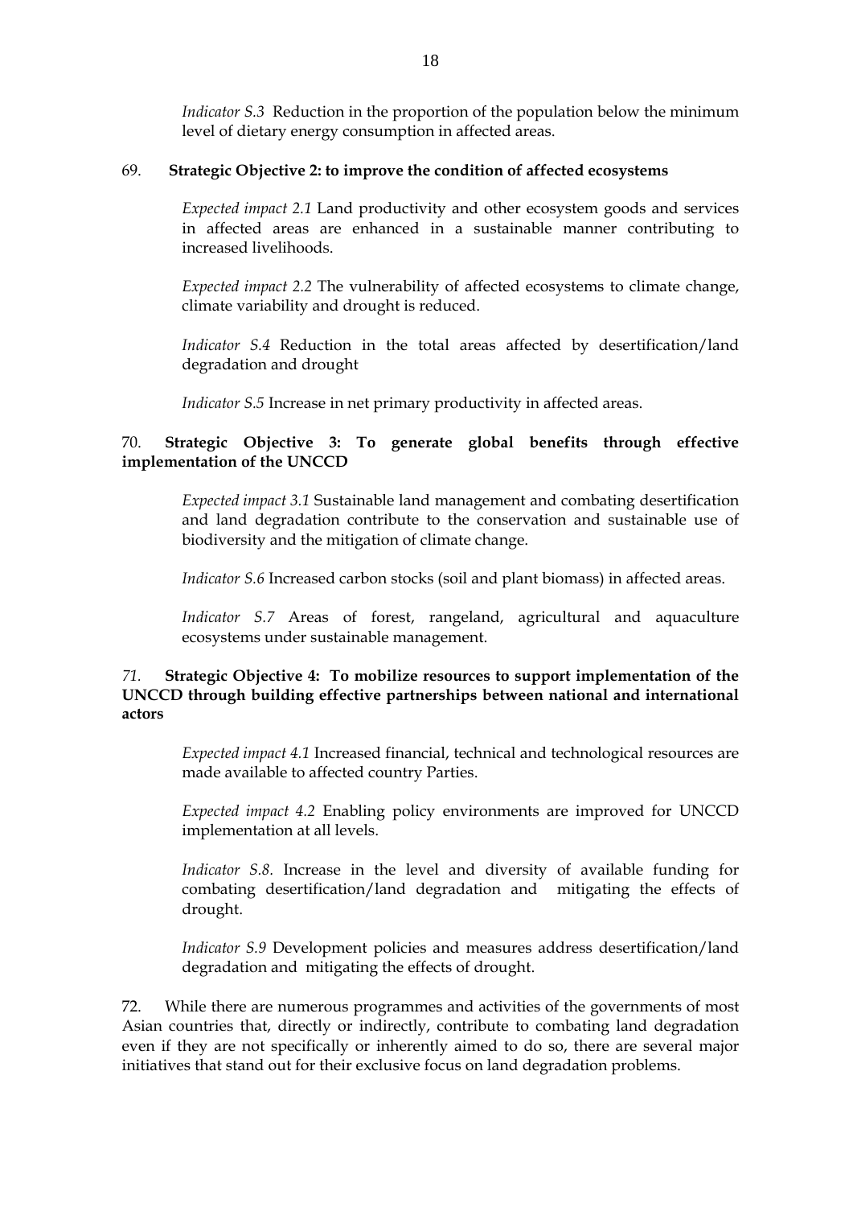*Indicator S.3* Reduction in the proportion of the population below the minimum level of dietary energy consumption in affected areas.

69. **Strategic Objective 2: to improve the condition of affected ecosystems**

*Expected impact 2.1* Land productivity and other ecosystem goods and services in affected areas are enhanced in a sustainable manner contributing to increased livelihoods.

*Expected impact 2.2* The vulnerability of affected ecosystems to climate change, climate variability and drought is reduced.

*Indicator S.4* Reduction in the total areas affected by desertification/land degradation and drought

*Indicator S.5* Increase in net primary productivity in affected areas.

70. **Strategic Objective 3: To generate global benefits through effective implementation of the UNCCD**

*Expected impact 3.1* Sustainable land management and combating desertification and land degradation contribute to the conservation and sustainable use of biodiversity and the mitigation of climate change.

*Indicator S.6* Increased carbon stocks (soil and plant biomass) in affected areas.

*Indicator S.7* Areas of forest, rangeland, agricultural and aquaculture ecosystems under sustainable management.

*71.* **Strategic Objective 4: To mobilize resources to support implementation of the UNCCD through building effective partnerships between national and international actors**

*Expected impact 4.1* Increased financial, technical and technological resources are made available to affected country Parties.

*Expected impact 4.2* Enabling policy environments are improved for UNCCD implementation at all levels.

*Indicator S.8.* Increase in the level and diversity of available funding for combating desertification/land degradation and mitigating the effects of drought.

*Indicator S.9* Development policies and measures address desertification/land degradation and mitigating the effects of drought.

72. While there are numerous programmes and activities of the governments of most Asian countries that, directly or indirectly, contribute to combating land degradation even if they are not specifically or inherently aimed to do so, there are several major initiatives that stand out for their exclusive focus on land degradation problems.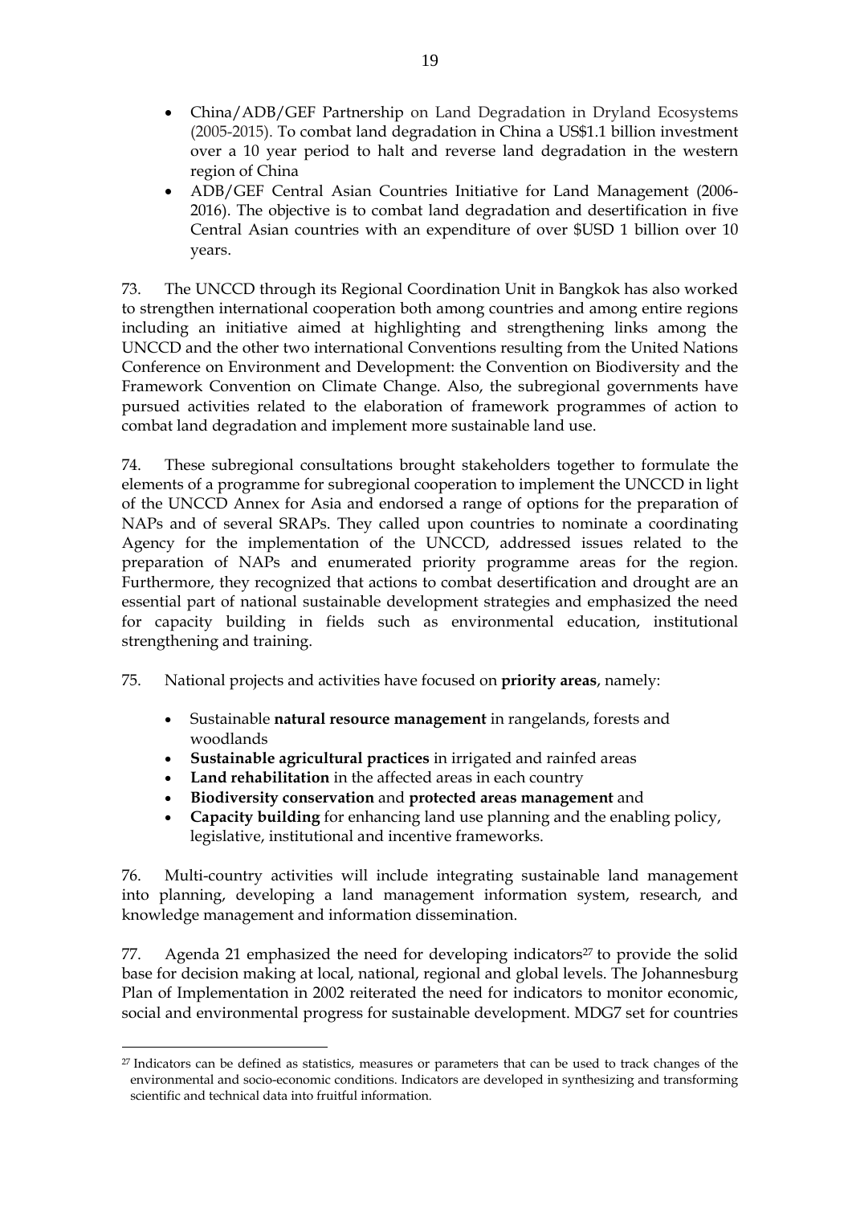- China/ADB/GEF Partnership on Land Degradation in Dryland Ecosystems (2005-2015). To combat land degradation in China a US$1.1 billion investment over a 10 year period to halt and reverse land degradation in the western region of China
- ADB/GEF Central Asian Countries Initiative for Land Management (2006-2016). The objective is to combat land degradation and desertification in five Central Asian countries with an expenditure of over $USD 1 billion over 10 years.

73. The UNCCD through its Regional Coordination Unit in Bangkok has also worked to strengthen international cooperation both among countries and among entire regions including an initiative aimed at highlighting and strengthening links among the UNCCD and the other two international Conventions resulting from the United Nations Conference on Environment and Development: the Convention on Biodiversity and the Framework Convention on Climate Change. Also, the subregional governments have pursued activities related to the elaboration of framework programmes of action to combat land degradation and implement more sustainable land use.

74. These subregional consultations brought stakeholders together to formulate the elements of a programme for subregional cooperation to implement the UNCCD in light of the UNCCD Annex for Asia and endorsed a range of options for the preparation of NAPs and of several SRAPs. They called upon countries to nominate a coordinating Agency for the implementation of the UNCCD, addressed issues related to the preparation of NAPs and enumerated priority programme areas for the region. Furthermore, they recognized that actions to combat desertification and drought are an essential part of national sustainable development strategies and emphasized the need for capacity building in fields such as environmental education, institutional strengthening and training.

75. National projects and activities have focused on **priority areas**, namely:

- Sustainable **natural resource management** in rangelands, forests and woodlands
- **Sustainable agricultural practices** in irrigated and rainfed areas
- **Land rehabilitation** in the affected areas in each country
- **Biodiversity conservation** and **protected areas management** and
- **Capacity building** for enhancing land use planning and the enabling policy, legislative, institutional and incentive frameworks.

76. Multi-country activities will include integrating sustainable land management into planning, developing a land management information system, research, and knowledge management and information dissemination.

77. Agenda 21 emphasized the need for developing indicators[27] to provide the solid base for decision making at local, national, regional and global levels. The Johannesburg Plan of Implementation in 2002 reiterated the need for indicators to monitor economic, social and environmental progress for sustainable development. MDG7 set for countries

[27] Indicators can be defined as statistics, measures or parameters that can be used to track changes of the environmental and socio-economic conditions. Indicators are developed in synthesizing and transforming scientific and technical data into fruitful information.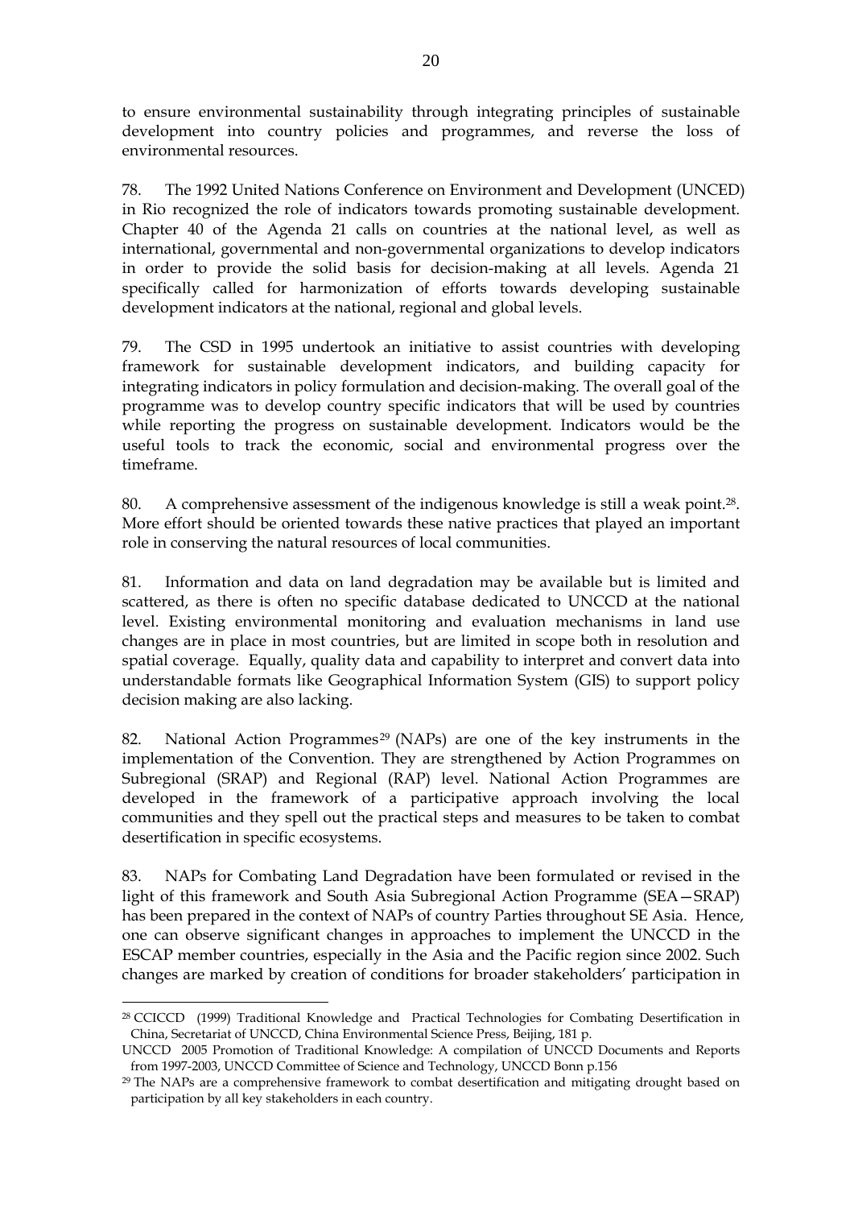to ensure environmental sustainability through integrating principles of sustainable development into country policies and programmes, and reverse the loss of environmental resources.

78. The 1992 United Nations Conference on Environment and Development (UNCED) in Rio recognized the role of indicators towards promoting sustainable development. Chapter 40 of the Agenda 21 calls on countries at the national level, as well as international, governmental and non-governmental organizations to develop indicators in order to provide the solid basis for decision-making at all levels. Agenda 21 specifically called for harmonization of efforts towards developing sustainable development indicators at the national, regional and global levels.

79. The CSD in 1995 undertook an initiative to assist countries with developing framework for sustainable development indicators, and building capacity for integrating indicators in policy formulation and decision-making. The overall goal of the programme was to develop country specific indicators that will be used by countries while reporting the progress on sustainable development. Indicators would be the useful tools to track the economic, social and environmental progress over the timeframe.

80. A comprehensive assessment of the indigenous knowledge is still a weak point.[28]. More effort should be oriented towards these native practices that played an important role in conserving the natural resources of local communities.

81. Information and data on land degradation may be available but is limited and scattered, as there is often no specific database dedicated to UNCCD at the national level. Existing environmental monitoring and evaluation mechanisms in land use changes are in place in most countries, but are limited in scope both in resolution and spatial coverage. Equally, quality data and capability to interpret and convert data into understandable formats like Geographical Information System (GIS) to support policy decision making are also lacking.

82. National Action Programmes[29] (NAPs) are one of the key instruments in the implementation of the Convention. They are strengthened by Action Programmes on Subregional (SRAP) and Regional (RAP) level. National Action Programmes are developed in the framework of a participative approach involving the local communities and they spell out the practical steps and measures to be taken to combat desertification in specific ecosystems.

83. NAPs for Combating Land Degradation have been formulated or revised in the light of this framework and South Asia Subregional Action Programme (SEA—SRAP) has been prepared in the context of NAPs of country Parties throughout SE Asia. Hence, one can observe significant changes in approaches to implement the UNCCD in the ESCAP member countries, especially in the Asia and the Pacific region since 2002. Such changes are marked by creation of conditions for broader stakeholders' participation in

---

[28] CCICCD (1999) Traditional Knowledge and Practical Technologies for Combating Desertification in China, Secretariat of UNCCD, China Environmental Science Press, Beijing, 181 p.

UNCCD 2005 Promotion of Traditional Knowledge: A compilation of UNCCD Documents and Reports from 1997-2003, UNCCD Committee of Science and Technology, UNCCD Bonn p.156

[29] The NAPs are a comprehensive framework to combat desertification and mitigating drought based on participation by all key stakeholders in each country.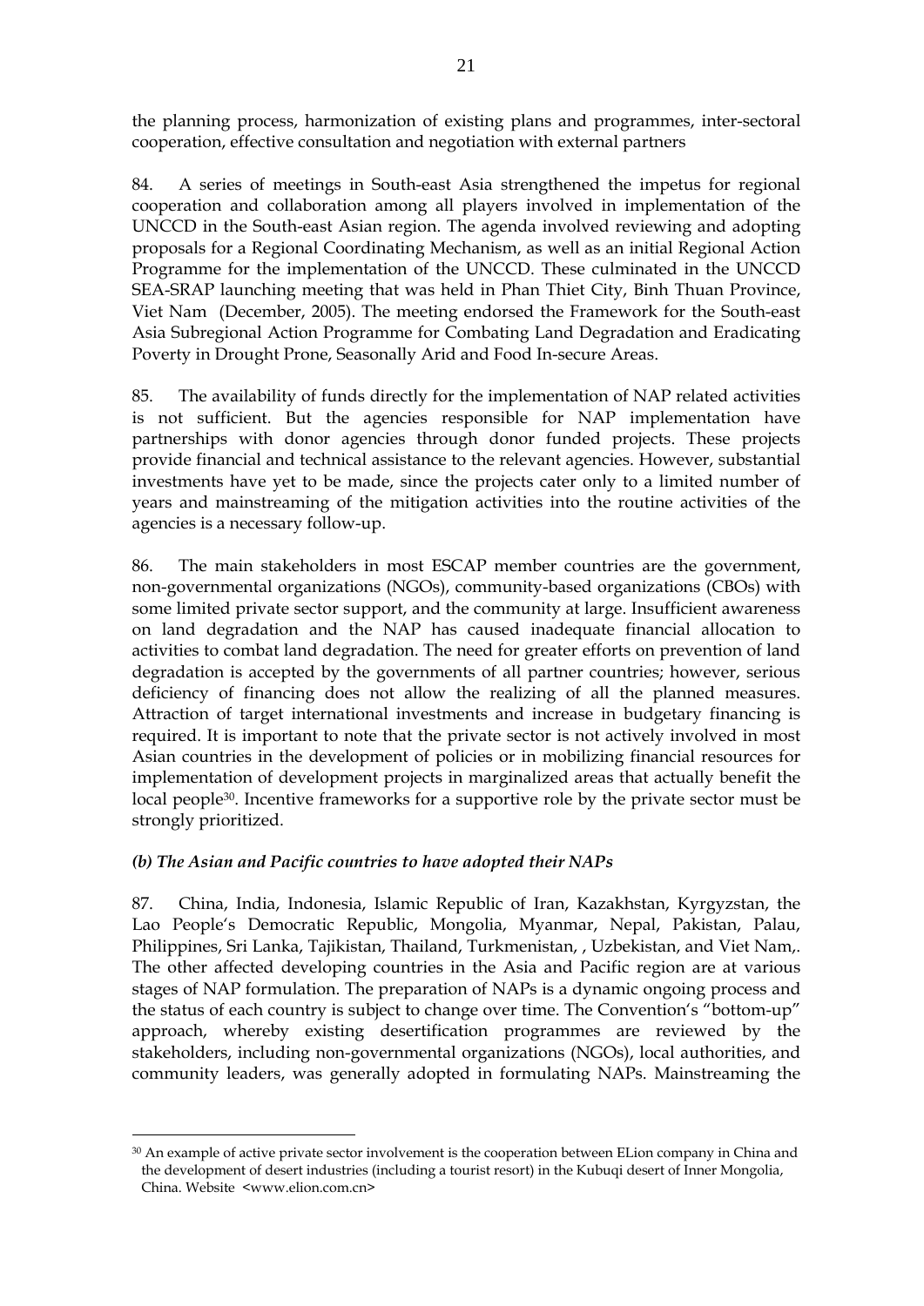the planning process, harmonization of existing plans and programmes, inter-sectoral cooperation, effective consultation and negotiation with external partners

84. A series of meetings in South-east Asia strengthened the impetus for regional cooperation and collaboration among all players involved in implementation of the UNCCD in the South-east Asian region. The agenda involved reviewing and adopting proposals for a Regional Coordinating Mechanism, as well as an initial Regional Action Programme for the implementation of the UNCCD. These culminated in the UNCCD SEA-SRAP launching meeting that was held in Phan Thiet City, Binh Thuan Province, Viet Nam (December, 2005). The meeting endorsed the Framework for the South-east Asia Subregional Action Programme for Combating Land Degradation and Eradicating Poverty in Drought Prone, Seasonally Arid and Food In-secure Areas.

85. The availability of funds directly for the implementation of NAP related activities is not sufficient. But the agencies responsible for NAP implementation have partnerships with donor agencies through donor funded projects. These projects provide financial and technical assistance to the relevant agencies. However, substantial investments have yet to be made, since the projects cater only to a limited number of years and mainstreaming of the mitigation activities into the routine activities of the agencies is a necessary follow-up.

86. The main stakeholders in most ESCAP member countries are the government, non-governmental organizations (NGOs), community-based organizations (CBOs) with some limited private sector support, and the community at large. Insufficient awareness on land degradation and the NAP has caused inadequate financial allocation to activities to combat land degradation. The need for greater efforts on prevention of land degradation is accepted by the governments of all partner countries; however, serious deficiency of financing does not allow the realizing of all the planned measures. Attraction of target international investments and increase in budgetary financing is required. It is important to note that the private sector is not actively involved in most Asian countries in the development of policies or in mobilizing financial resources for implementation of development projects in marginalized areas that actually benefit the local people[30]. Incentive frameworks for a supportive role by the private sector must be strongly prioritized.

***(b) The Asian and Pacific countries to have adopted their NAPs***

87. China, India, Indonesia, Islamic Republic of Iran, Kazakhstan, Kyrgyzstan, the Lao People's Democratic Republic, Mongolia, Myanmar, Nepal, Pakistan, Palau, Philippines, Sri Lanka, Tajikistan, Thailand, Turkmenistan, , Uzbekistan, and Viet Nam,. The other affected developing countries in the Asia and Pacific region are at various stages of NAP formulation. The preparation of NAPs is a dynamic ongoing process and the status of each country is subject to change over time. The Convention's "bottom-up" approach, whereby existing desertification programmes are reviewed by the stakeholders, including non-governmental organizations (NGOs), local authorities, and community leaders, was generally adopted in formulating NAPs. Mainstreaming the

---

[30] An example of active private sector involvement is the cooperation between ELion company in China and the development of desert industries (including a tourist resort) in the Kubuqi desert of Inner Mongolia, China. Website <www.elion.com.cn>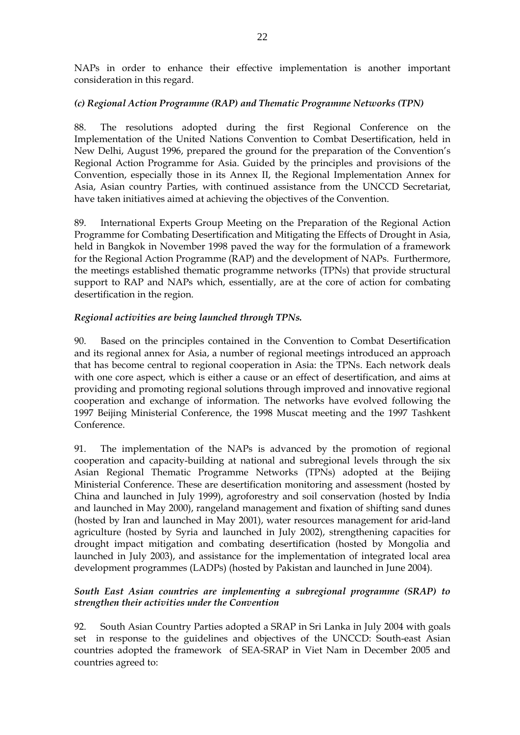NAPs in order to enhance their effective implementation is another important consideration in this regard.

### *(c) Regional Action Programme (RAP) and Thematic Programme Networks (TPN)*

88. The resolutions adopted during the first Regional Conference on the Implementation of the United Nations Convention to Combat Desertification, held in New Delhi, August 1996, prepared the ground for the preparation of the Convention's Regional Action Programme for Asia. Guided by the principles and provisions of the Convention, especially those in its Annex II, the Regional Implementation Annex for Asia, Asian country Parties, with continued assistance from the UNCCD Secretariat, have taken initiatives aimed at achieving the objectives of the Convention.

89. International Experts Group Meeting on the Preparation of the Regional Action Programme for Combating Desertification and Mitigating the Effects of Drought in Asia, held in Bangkok in November 1998 paved the way for the formulation of a framework for the Regional Action Programme (RAP) and the development of NAPs. Furthermore, the meetings established thematic programme networks (TPNs) that provide structural support to RAP and NAPs which, essentially, are at the core of action for combating desertification in the region.

***Regional activities are being launched through TPNs.***

90. Based on the principles contained in the Convention to Combat Desertification and its regional annex for Asia, a number of regional meetings introduced an approach that has become central to regional cooperation in Asia: the TPNs. Each network deals with one core aspect, which is either a cause or an effect of desertification, and aims at providing and promoting regional solutions through improved and innovative regional cooperation and exchange of information. The networks have evolved following the 1997 Beijing Ministerial Conference, the 1998 Muscat meeting and the 1997 Tashkent Conference.

91. The implementation of the NAPs is advanced by the promotion of regional cooperation and capacity-building at national and subregional levels through the six Asian Regional Thematic Programme Networks (TPNs) adopted at the Beijing Ministerial Conference. These are desertification monitoring and assessment (hosted by China and launched in July 1999), agroforestry and soil conservation (hosted by India and launched in May 2000), rangeland management and fixation of shifting sand dunes (hosted by Iran and launched in May 2001), water resources management for arid-land agriculture (hosted by Syria and launched in July 2002), strengthening capacities for drought impact mitigation and combating desertification (hosted by Mongolia and launched in July 2003), and assistance for the implementation of integrated local area development programmes (LADPs) (hosted by Pakistan and launched in June 2004).

***South East Asian countries are implementing a subregional programme (SRAP) to strengthen their activities under the Convention***

92. South Asian Country Parties adopted a SRAP in Sri Lanka in July 2004 with goals set in response to the guidelines and objectives of the UNCCD: South-east Asian countries adopted the framework of SEA-SRAP in Viet Nam in December 2005 and countries agreed to: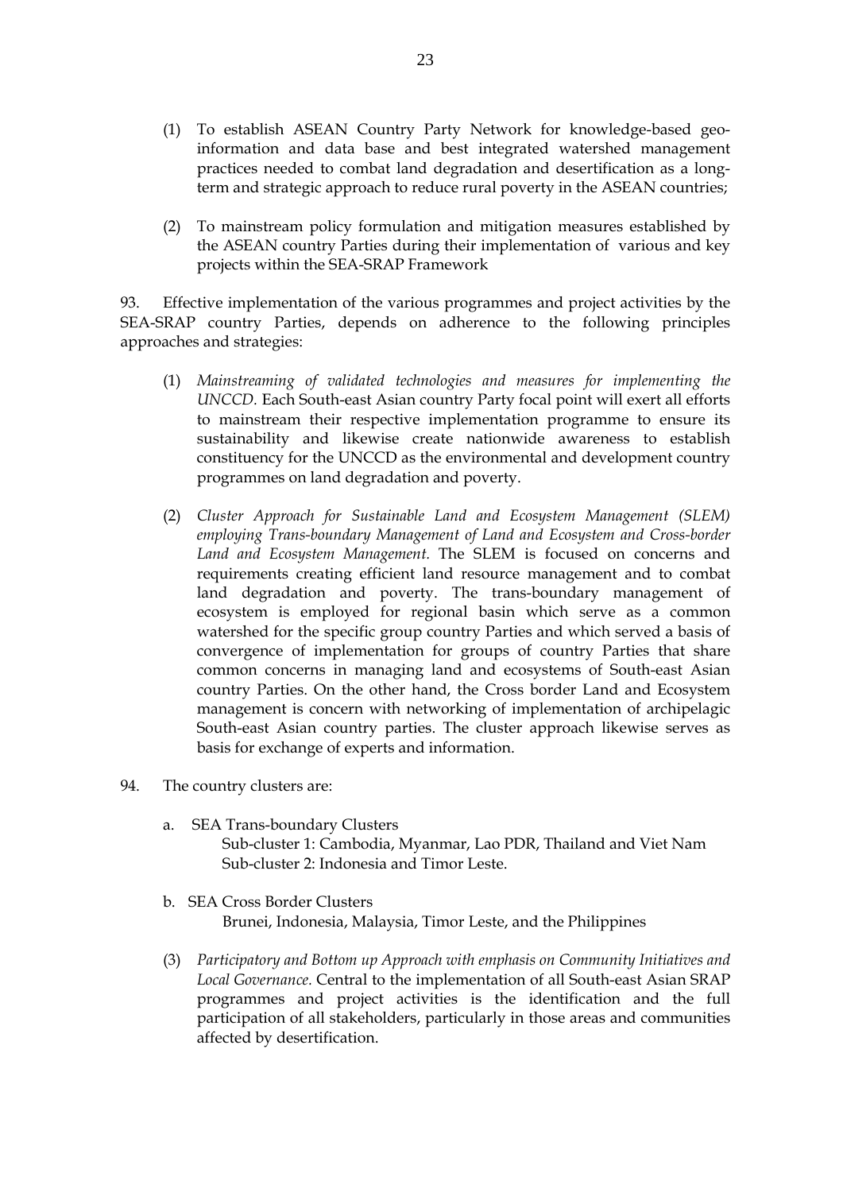(1) To establish ASEAN Country Party Network for knowledge-based geo-information and data base and best integrated watershed management practices needed to combat land degradation and desertification as a long-term and strategic approach to reduce rural poverty in the ASEAN countries;

(2) To mainstream policy formulation and mitigation measures established by the ASEAN country Parties during their implementation of various and key projects within the SEA-SRAP Framework

93. Effective implementation of the various programmes and project activities by the SEA-SRAP country Parties, depends on adherence to the following principles approaches and strategies:

(1) *Mainstreaming of validated technologies and measures for implementing the UNCCD.* Each South-east Asian country Party focal point will exert all efforts to mainstream their respective implementation programme to ensure its sustainability and likewise create nationwide awareness to establish constituency for the UNCCD as the environmental and development country programmes on land degradation and poverty.

(2) *Cluster Approach for Sustainable Land and Ecosystem Management (SLEM) employing Trans-boundary Management of Land and Ecosystem and Cross-border Land and Ecosystem Management.* The SLEM is focused on concerns and requirements creating efficient land resource management and to combat land degradation and poverty. The trans-boundary management of ecosystem is employed for regional basin which serve as a common watershed for the specific group country Parties and which served a basis of convergence of implementation for groups of country Parties that share common concerns in managing land and ecosystems of South-east Asian country Parties. On the other hand, the Cross border Land and Ecosystem management is concern with networking of implementation of archipelagic South-east Asian country parties. The cluster approach likewise serves as basis for exchange of experts and information.

94. The country clusters are:

a. SEA Trans-boundary Clusters
   Sub-cluster 1: Cambodia, Myanmar, Lao PDR, Thailand and Viet Nam
   Sub-cluster 2: Indonesia and Timor Leste.

b. SEA Cross Border Clusters
   Brunei, Indonesia, Malaysia, Timor Leste, and the Philippines

(3) *Participatory and Bottom up Approach with emphasis on Community Initiatives and Local Governance.* Central to the implementation of all South-east Asian SRAP programmes and project activities is the identification and the full participation of all stakeholders, particularly in those areas and communities affected by desertification.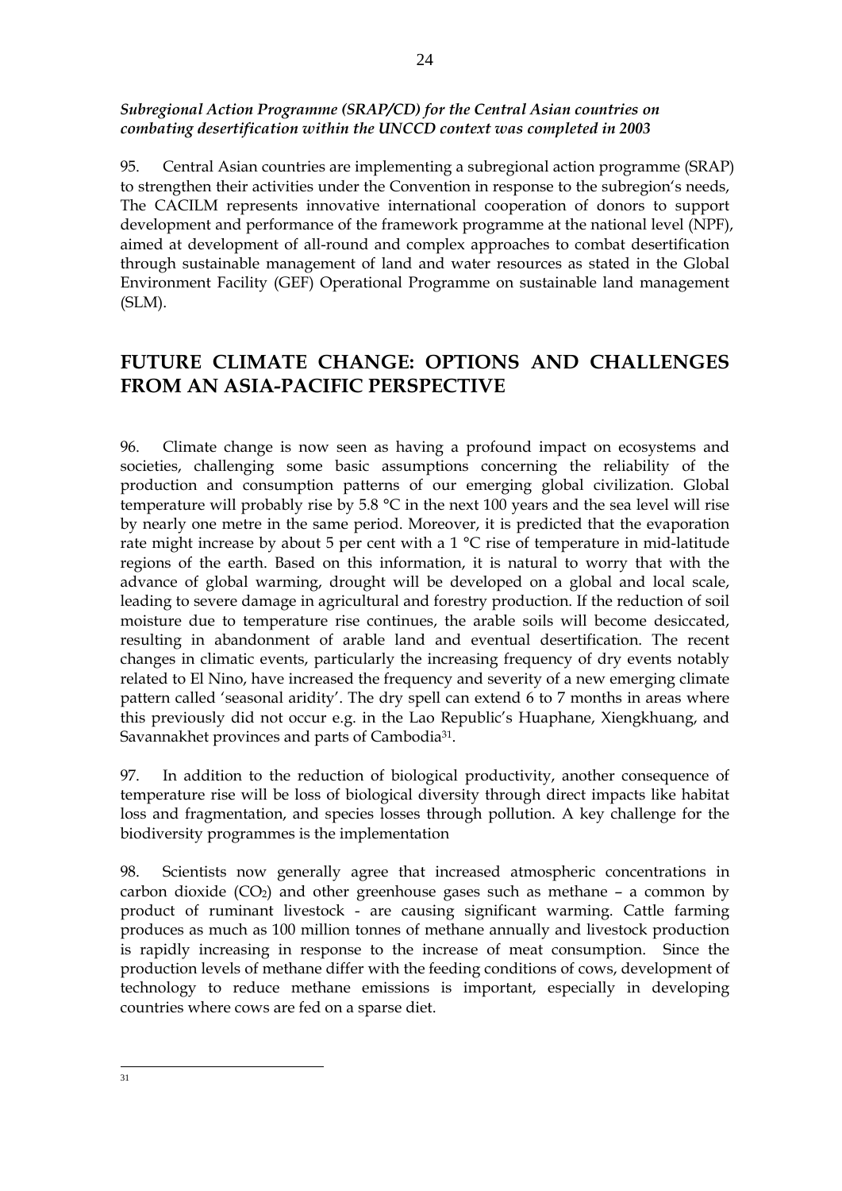*Subregional Action Programme (SRAP/CD) for the Central Asian countries on combating desertification within the UNCCD context was completed in 2003*

95. Central Asian countries are implementing a subregional action programme (SRAP) to strengthen their activities under the Convention in response to the subregion's needs, The CACILM represents innovative international cooperation of donors to support development and performance of the framework programme at the national level (NPF), aimed at development of all-round and complex approaches to combat desertification through sustainable management of land and water resources as stated in the Global Environment Facility (GEF) Operational Programme on sustainable land management (SLM).

## FUTURE CLIMATE CHANGE: OPTIONS AND CHALLENGES FROM AN ASIA-PACIFIC PERSPECTIVE

96. Climate change is now seen as having a profound impact on ecosystems and societies, challenging some basic assumptions concerning the reliability of the production and consumption patterns of our emerging global civilization. Global temperature will probably rise by 5.8 °C in the next 100 years and the sea level will rise by nearly one metre in the same period. Moreover, it is predicted that the evaporation rate might increase by about 5 per cent with a 1 °C rise of temperature in mid-latitude regions of the earth. Based on this information, it is natural to worry that with the advance of global warming, drought will be developed on a global and local scale, leading to severe damage in agricultural and forestry production. If the reduction of soil moisture due to temperature rise continues, the arable soils will become desiccated, resulting in abandonment of arable land and eventual desertification. The recent changes in climatic events, particularly the increasing frequency of dry events notably related to El Nino, have increased the frequency and severity of a new emerging climate pattern called 'seasonal aridity'. The dry spell can extend 6 to 7 months in areas where this previously did not occur e.g. in the Lao Republic's Huaphane, Xiengkhuang, and Savannakhet provinces and parts of Cambodia[31].

97. In addition to the reduction of biological productivity, another consequence of temperature rise will be loss of biological diversity through direct impacts like habitat loss and fragmentation, and species losses through pollution. A key challenge for the biodiversity programmes is the implementation

98. Scientists now generally agree that increased atmospheric concentrations in carbon dioxide ($CO_2$) and other greenhouse gases such as methane – a common by product of ruminant livestock - are causing significant warming. Cattle farming produces as much as 100 million tonnes of methane annually and livestock production is rapidly increasing in response to the increase of meat consumption. Since the production levels of methane differ with the feeding conditions of cows, development of technology to reduce methane emissions is important, especially in developing countries where cows are fed on a sparse diet.

31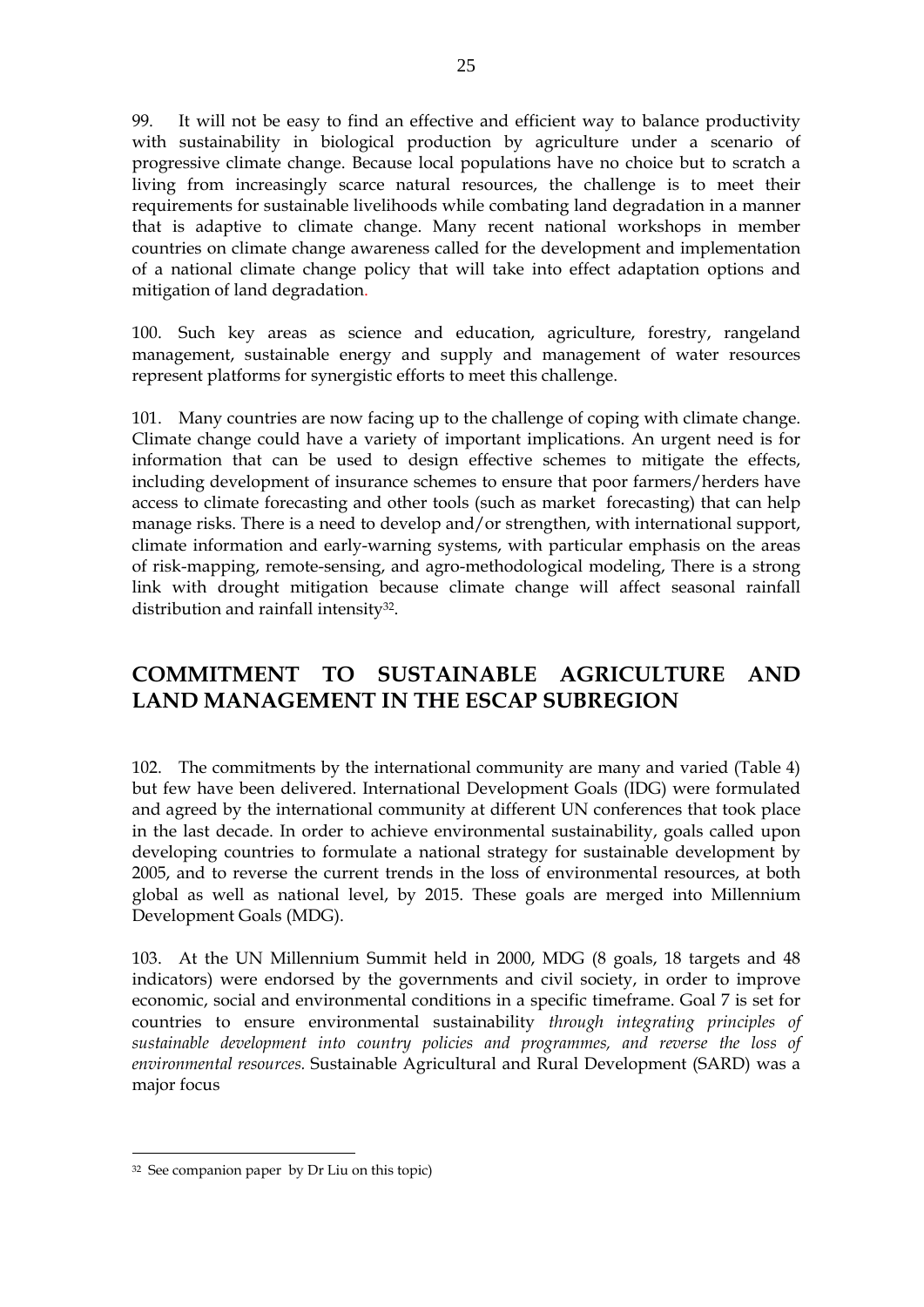99. It will not be easy to find an effective and efficient way to balance productivity with sustainability in biological production by agriculture under a scenario of progressive climate change. Because local populations have no choice but to scratch a living from increasingly scarce natural resources, the challenge is to meet their requirements for sustainable livelihoods while combating land degradation in a manner that is adaptive to climate change. Many recent national workshops in member countries on climate change awareness called for the development and implementation of a national climate change policy that will take into effect adaptation options and mitigation of land degradation.

100. Such key areas as science and education, agriculture, forestry, rangeland management, sustainable energy and supply and management of water resources represent platforms for synergistic efforts to meet this challenge.

101. Many countries are now facing up to the challenge of coping with climate change. Climate change could have a variety of important implications. An urgent need is for information that can be used to design effective schemes to mitigate the effects, including development of insurance schemes to ensure that poor farmers/herders have access to climate forecasting and other tools (such as market forecasting) that can help manage risks. There is a need to develop and/or strengthen, with international support, climate information and early-warning systems, with particular emphasis on the areas of risk-mapping, remote-sensing, and agro-methodological modeling, There is a strong link with drought mitigation because climate change will affect seasonal rainfall distribution and rainfall intensity[32].

## COMMITMENT TO SUSTAINABLE AGRICULTURE AND LAND MANAGEMENT IN THE ESCAP SUBREGION

102. The commitments by the international community are many and varied (Table 4) but few have been delivered. International Development Goals (IDG) were formulated and agreed by the international community at different UN conferences that took place in the last decade. In order to achieve environmental sustainability, goals called upon developing countries to formulate a national strategy for sustainable development by 2005, and to reverse the current trends in the loss of environmental resources, at both global as well as national level, by 2015. These goals are merged into Millennium Development Goals (MDG).

103. At the UN Millennium Summit held in 2000, MDG (8 goals, 18 targets and 48 indicators) were endorsed by the governments and civil society, in order to improve economic, social and environmental conditions in a specific timeframe. Goal 7 is set for countries to ensure environmental sustainability *through integrating principles of sustainable development into country policies and programmes, and reverse the loss of environmental resources.* Sustainable Agricultural and Rural Development (SARD) was a major focus

[32] See companion paper by Dr Liu on this topic)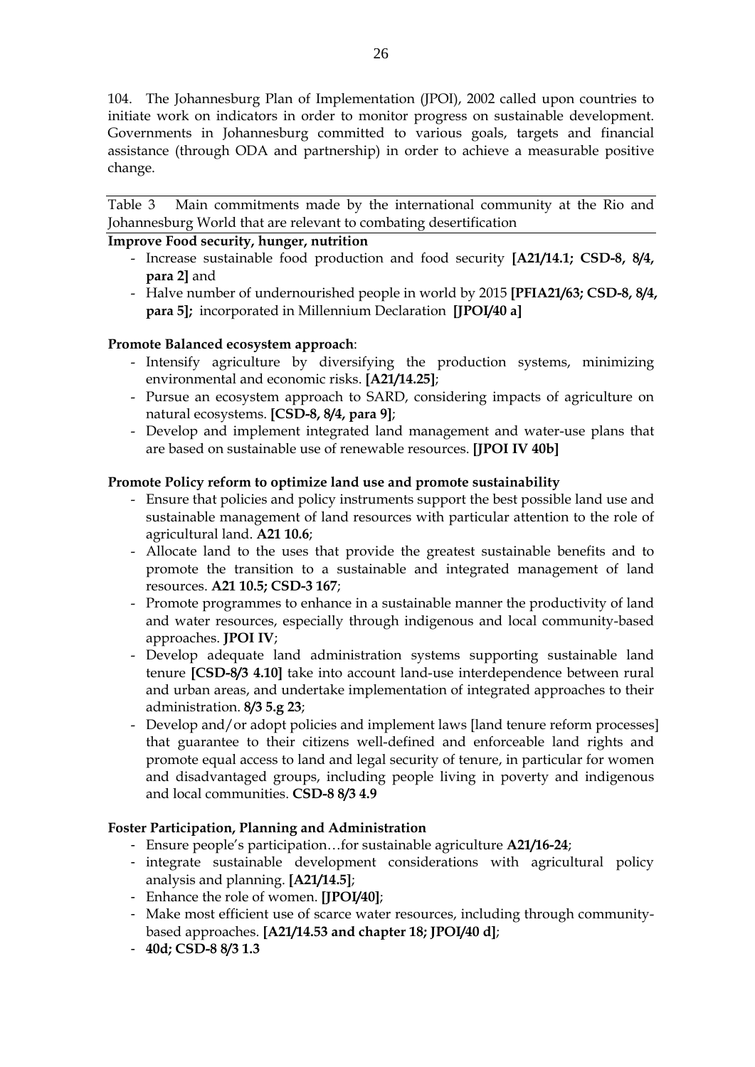104. The Johannesburg Plan of Implementation (JPOI), 2002 called upon countries to initiate work on indicators in order to monitor progress on sustainable development. Governments in Johannesburg committed to various goals, targets and financial assistance (through ODA and partnership) in order to achieve a measurable positive change.

Table 3 Main commitments made by the international community at the Rio and Johannesburg World that are relevant to combating desertification

**Improve Food security, hunger, nutrition**

- Increase sustainable food production and food security **[A21/14.1; CSD-8, 8/4, para 2]** and
- Halve number of undernourished people in world by 2015 **[PFIA21/63; CSD-8, 8/4, para 5];** incorporated in Millennium Declaration **[JPOI/40 a]**

**Promote Balanced ecosystem approach**:

- Intensify agriculture by diversifying the production systems, minimizing environmental and economic risks. **[A21/14.25]**;
- Pursue an ecosystem approach to SARD, considering impacts of agriculture on natural ecosystems. **[CSD-8, 8/4, para 9]**;
- Develop and implement integrated land management and water-use plans that are based on sustainable use of renewable resources. **[JPOI IV 40b]**

**Promote Policy reform to optimize land use and promote sustainability**

- Ensure that policies and policy instruments support the best possible land use and sustainable management of land resources with particular attention to the role of agricultural land. **A21 10.6**;
- Allocate land to the uses that provide the greatest sustainable benefits and to promote the transition to a sustainable and integrated management of land resources. **A21 10.5; CSD-3 167**;
- Promote programmes to enhance in a sustainable manner the productivity of land and water resources, especially through indigenous and local community-based approaches. **JPOI IV**;
- Develop adequate land administration systems supporting sustainable land tenure **[CSD-8/3 4.10]** take into account land-use interdependence between rural and urban areas, and undertake implementation of integrated approaches to their administration. **8/3 5.g 23**;
- Develop and/or adopt policies and implement laws [land tenure reform processes] that guarantee to their citizens well-defined and enforceable land rights and promote equal access to land and legal security of tenure, in particular for women and disadvantaged groups, including people living in poverty and indigenous and local communities. **CSD-8 8/3 4.9**

**Foster Participation, Planning and Administration**

- Ensure people's participation…for sustainable agriculture **A21/16-24**;
- integrate sustainable development considerations with agricultural policy analysis and planning. **[A21/14.5]**;
- Enhance the role of women. **[JPOI/40]**;
- Make most efficient use of scarce water resources, including through community-based approaches. **[A21/14.53 and chapter 18; JPOI/40 d]**;
- **40d; CSD-8 8/3 1.3**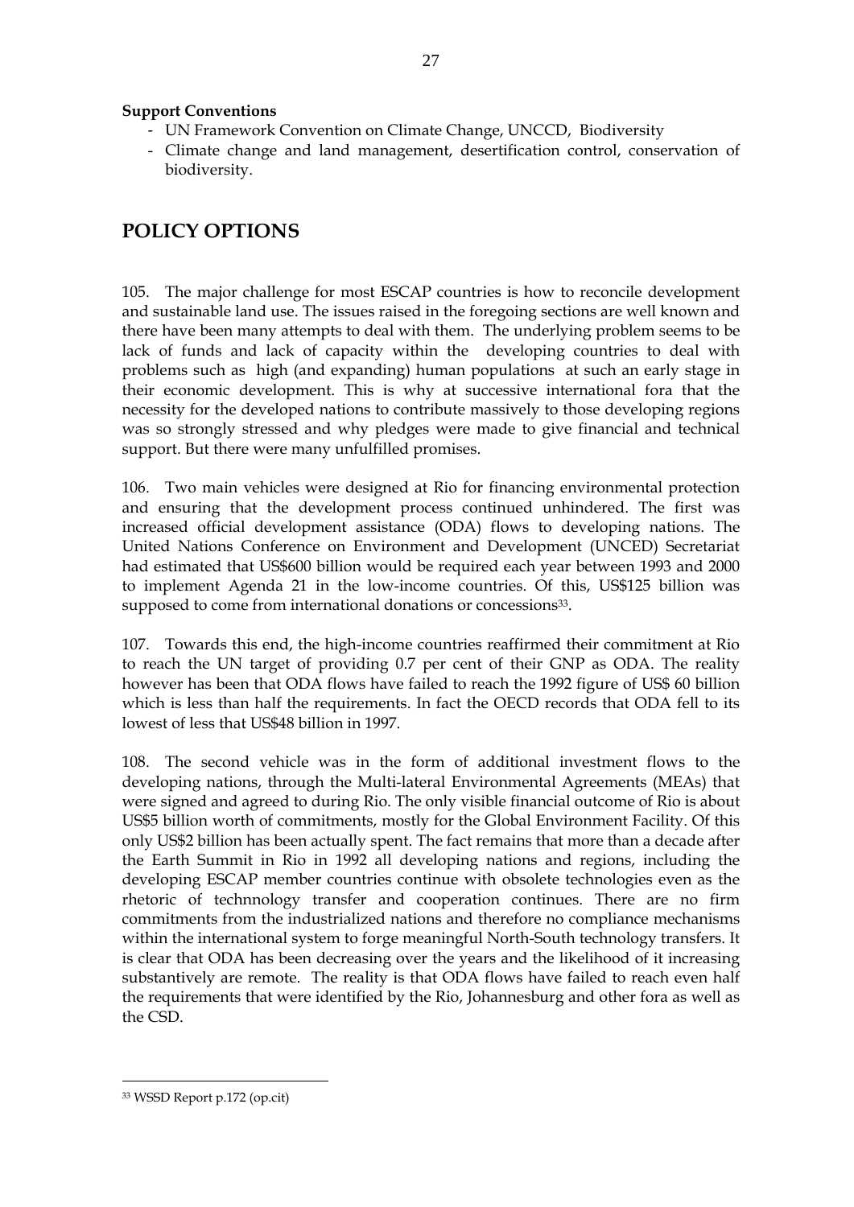**Support Conventions**

- UN Framework Convention on Climate Change, UNCCD, Biodiversity
- Climate change and land management, desertification control, conservation of biodiversity.

## POLICY OPTIONS

105. The major challenge for most ESCAP countries is how to reconcile development and sustainable land use. The issues raised in the foregoing sections are well known and there have been many attempts to deal with them. The underlying problem seems to be lack of funds and lack of capacity within the developing countries to deal with problems such as high (and expanding) human populations at such an early stage in their economic development. This is why at successive international fora that the necessity for the developed nations to contribute massively to those developing regions was so strongly stressed and why pledges were made to give financial and technical support. But there were many unfulfilled promises.

106. Two main vehicles were designed at Rio for financing environmental protection and ensuring that the development process continued unhindered. The first was increased official development assistance (ODA) flows to developing nations. The United Nations Conference on Environment and Development (UNCED) Secretariat had estimated that US$600 billion would be required each year between 1993 and 2000 to implement Agenda 21 in the low-income countries. Of this, US$125 billion was supposed to come from international donations or concessions[33].

107. Towards this end, the high-income countries reaffirmed their commitment at Rio to reach the UN target of providing 0.7 per cent of their GNP as ODA. The reality however has been that ODA flows have failed to reach the 1992 figure of US$ 60 billion which is less than half the requirements. In fact the OECD records that ODA fell to its lowest of less that US$48 billion in 1997.

108. The second vehicle was in the form of additional investment flows to the developing nations, through the Multi-lateral Environmental Agreements (MEAs) that were signed and agreed to during Rio. The only visible financial outcome of Rio is about US$5 billion worth of commitments, mostly for the Global Environment Facility. Of this only US$2 billion has been actually spent. The fact remains that more than a decade after the Earth Summit in Rio in 1992 all developing nations and regions, including the developing ESCAP member countries continue with obsolete technologies even as the rhetoric of technnology transfer and cooperation continues. There are no firm commitments from the industrialized nations and therefore no compliance mechanisms within the international system to forge meaningful North-South technology transfers. It is clear that ODA has been decreasing over the years and the likelihood of it increasing substantively are remote. The reality is that ODA flows have failed to reach even half the requirements that were identified by the Rio, Johannesburg and other fora as well as the CSD.

---

[33] WSSD Report p.172 (op.cit)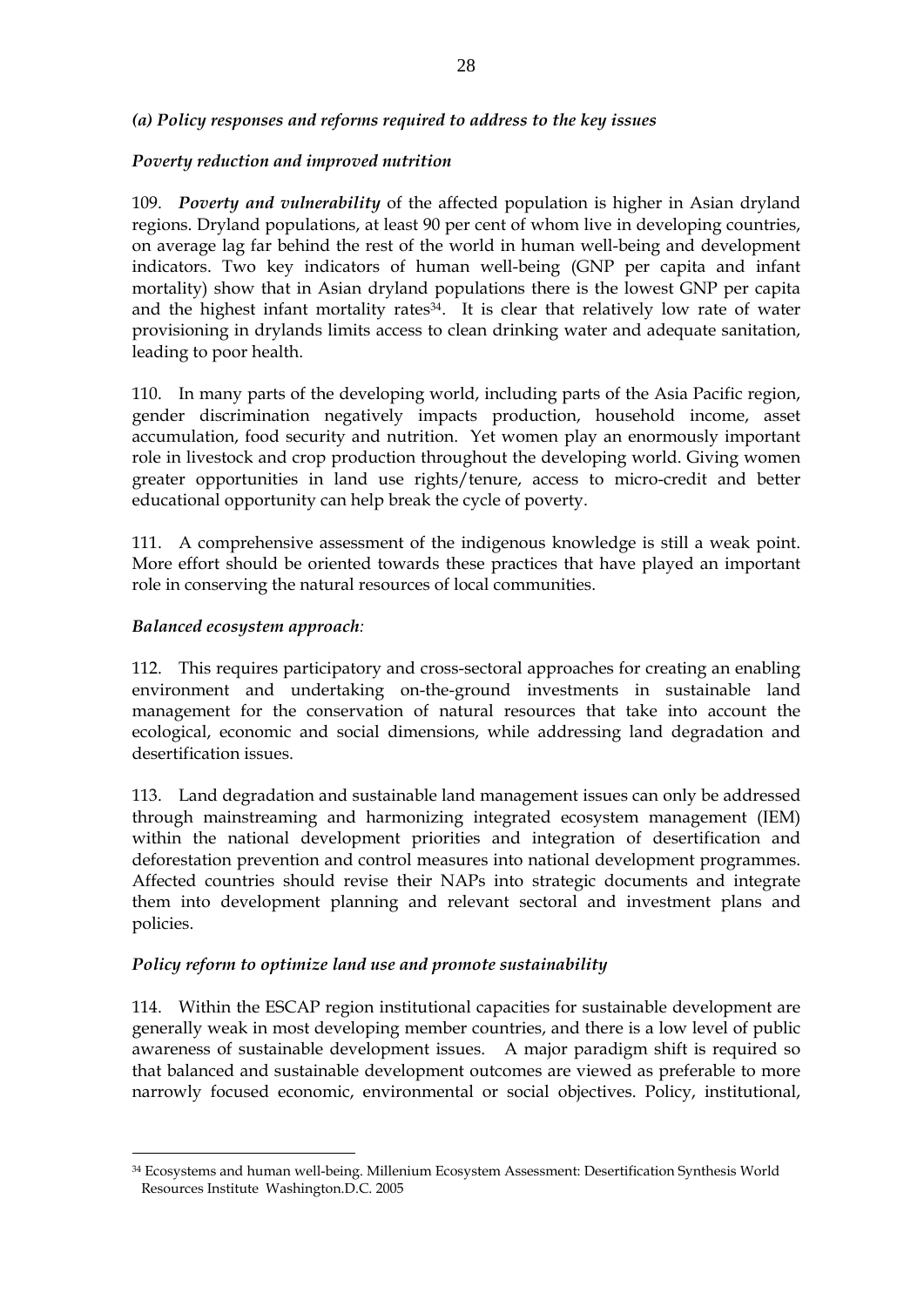### *(a) Policy responses and reforms required to address to the key issues*

*Poverty reduction and improved nutrition*

109. ***Poverty and vulnerability*** of the affected population is higher in Asian dryland regions. Dryland populations, at least 90 per cent of whom live in developing countries, on average lag far behind the rest of the world in human well-being and development indicators. Two key indicators of human well-being (GNP per capita and infant mortality) show that in Asian dryland populations there is the lowest GNP per capita and the highest infant mortality rates[34]. It is clear that relatively low rate of water provisioning in drylands limits access to clean drinking water and adequate sanitation, leading to poor health.

110. In many parts of the developing world, including parts of the Asia Pacific region, gender discrimination negatively impacts production, household income, asset accumulation, food security and nutrition. Yet women play an enormously important role in livestock and crop production throughout the developing world. Giving women greater opportunities in land use rights/tenure, access to micro-credit and better educational opportunity can help break the cycle of poverty.

111. A comprehensive assessment of the indigenous knowledge is still a weak point. More effort should be oriented towards these practices that have played an important role in conserving the natural resources of local communities.

*Balanced ecosystem approach:*

112. This requires participatory and cross-sectoral approaches for creating an enabling environment and undertaking on-the-ground investments in sustainable land management for the conservation of natural resources that take into account the ecological, economic and social dimensions, while addressing land degradation and desertification issues.

113. Land degradation and sustainable land management issues can only be addressed through mainstreaming and harmonizing integrated ecosystem management (IEM) within the national development priorities and integration of desertification and deforestation prevention and control measures into national development programmes. Affected countries should revise their NAPs into strategic documents and integrate them into development planning and relevant sectoral and investment plans and policies.

*Policy reform to optimize land use and promote sustainability*

114. Within the ESCAP region institutional capacities for sustainable development are generally weak in most developing member countries, and there is a low level of public awareness of sustainable development issues. A major paradigm shift is required so that balanced and sustainable development outcomes are viewed as preferable to more narrowly focused economic, environmental or social objectives. Policy, institutional,

---

[34] Ecosystems and human well-being. Millenium Ecosystem Assessment: Desertification Synthesis World Resources Institute Washington.D.C. 2005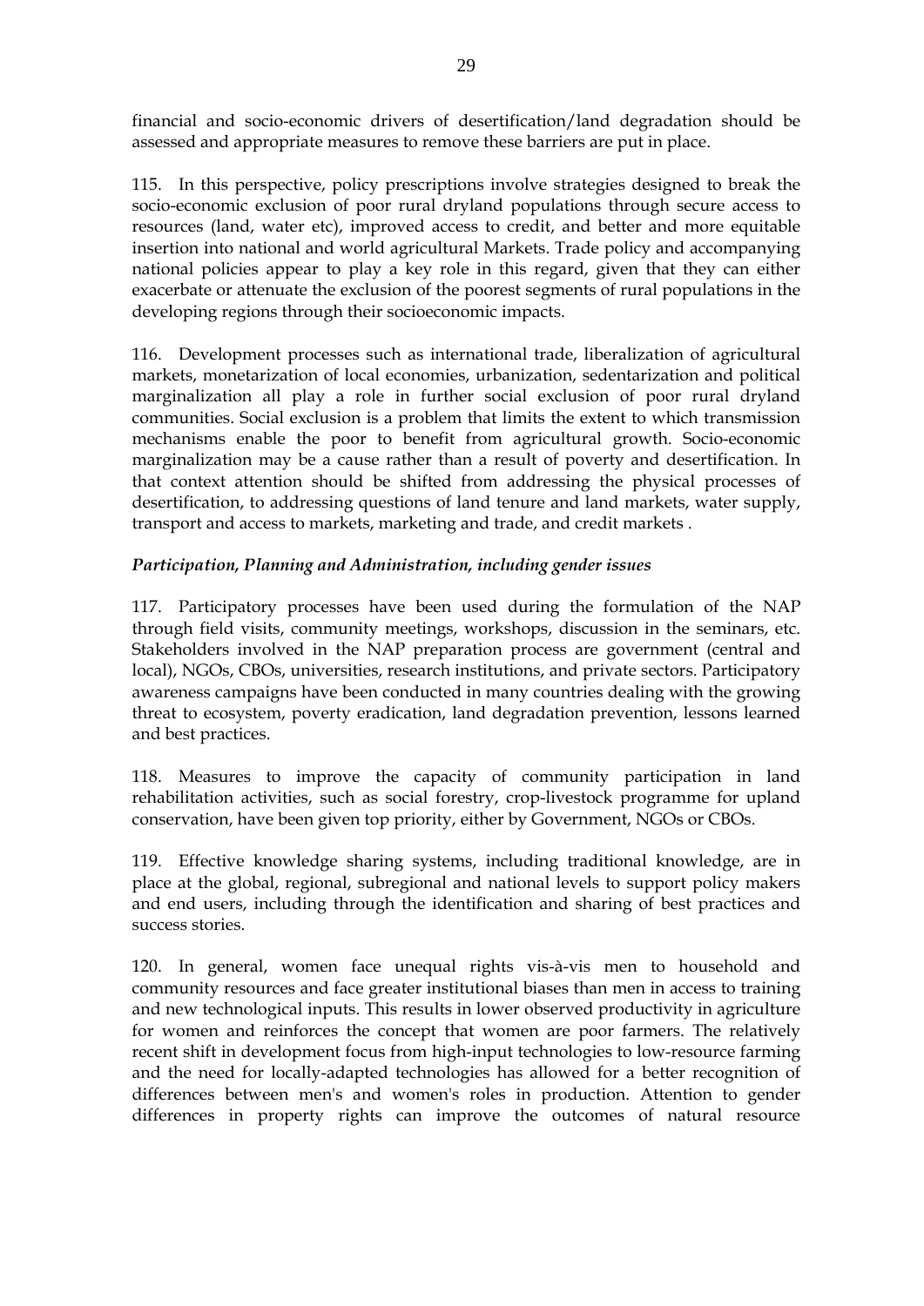financial and socio-economic drivers of desertification/land degradation should be assessed and appropriate measures to remove these barriers are put in place.

115. In this perspective, policy prescriptions involve strategies designed to break the socio-economic exclusion of poor rural dryland populations through secure access to resources (land, water etc), improved access to credit, and better and more equitable insertion into national and world agricultural Markets. Trade policy and accompanying national policies appear to play a key role in this regard, given that they can either exacerbate or attenuate the exclusion of the poorest segments of rural populations in the developing regions through their socioeconomic impacts.

116. Development processes such as international trade, liberalization of agricultural markets, monetarization of local economies, urbanization, sedentarization and political marginalization all play a role in further social exclusion of poor rural dryland communities. Social exclusion is a problem that limits the extent to which transmission mechanisms enable the poor to benefit from agricultural growth. Socio-economic marginalization may be a cause rather than a result of poverty and desertification. In that context attention should be shifted from addressing the physical processes of desertification, to addressing questions of land tenure and land markets, water supply, transport and access to markets, marketing and trade, and credit markets .

***Participation, Planning and Administration, including gender issues***

117. Participatory processes have been used during the formulation of the NAP through field visits, community meetings, workshops, discussion in the seminars, etc. Stakeholders involved in the NAP preparation process are government (central and local), NGOs, CBOs, universities, research institutions, and private sectors. Participatory awareness campaigns have been conducted in many countries dealing with the growing threat to ecosystem, poverty eradication, land degradation prevention, lessons learned and best practices.

118. Measures to improve the capacity of community participation in land rehabilitation activities, such as social forestry, crop-livestock programme for upland conservation, have been given top priority, either by Government, NGOs or CBOs.

119. Effective knowledge sharing systems, including traditional knowledge, are in place at the global, regional, subregional and national levels to support policy makers and end users, including through the identification and sharing of best practices and success stories.

120. In general, women face unequal rights vis-à-vis men to household and community resources and face greater institutional biases than men in access to training and new technological inputs. This results in lower observed productivity in agriculture for women and reinforces the concept that women are poor farmers. The relatively recent shift in development focus from high-input technologies to low-resource farming and the need for locally-adapted technologies has allowed for a better recognition of differences between men's and women's roles in production. Attention to gender differences in property rights can improve the outcomes of natural resource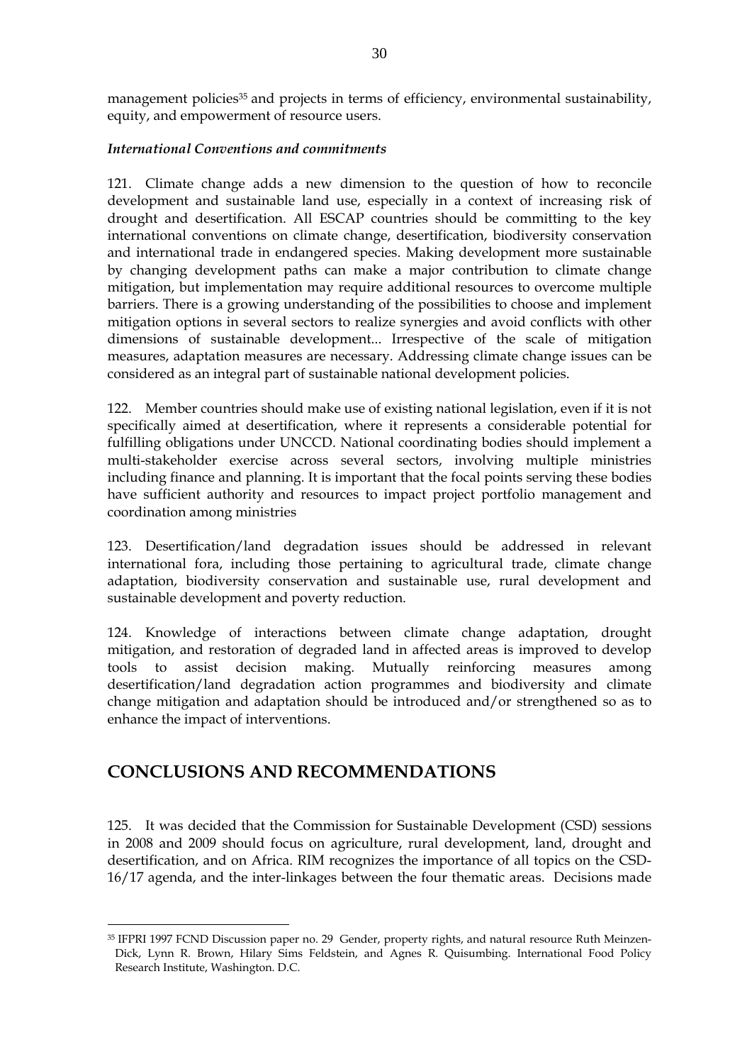management policies[35] and projects in terms of efficiency, environmental sustainability, equity, and empowerment of resource users.

***International Conventions and commitments***

121. Climate change adds a new dimension to the question of how to reconcile development and sustainable land use, especially in a context of increasing risk of drought and desertification. All ESCAP countries should be committing to the key international conventions on climate change, desertification, biodiversity conservation and international trade in endangered species. Making development more sustainable by changing development paths can make a major contribution to climate change mitigation, but implementation may require additional resources to overcome multiple barriers. There is a growing understanding of the possibilities to choose and implement mitigation options in several sectors to realize synergies and avoid conflicts with other dimensions of sustainable development... Irrespective of the scale of mitigation measures, adaptation measures are necessary. Addressing climate change issues can be considered as an integral part of sustainable national development policies.

122. Member countries should make use of existing national legislation, even if it is not specifically aimed at desertification, where it represents a considerable potential for fulfilling obligations under UNCCD. National coordinating bodies should implement a multi-stakeholder exercise across several sectors, involving multiple ministries including finance and planning. It is important that the focal points serving these bodies have sufficient authority and resources to impact project portfolio management and coordination among ministries

123. Desertification/land degradation issues should be addressed in relevant international fora, including those pertaining to agricultural trade, climate change adaptation, biodiversity conservation and sustainable use, rural development and sustainable development and poverty reduction.

124. Knowledge of interactions between climate change adaptation, drought mitigation, and restoration of degraded land in affected areas is improved to develop tools to assist decision making. Mutually reinforcing measures among desertification/land degradation action programmes and biodiversity and climate change mitigation and adaptation should be introduced and/or strengthened so as to enhance the impact of interventions.

## CONCLUSIONS AND RECOMMENDATIONS

125. It was decided that the Commission for Sustainable Development (CSD) sessions in 2008 and 2009 should focus on agriculture, rural development, land, drought and desertification, and on Africa. RIM recognizes the importance of all topics on the CSD-16/17 agenda, and the inter-linkages between the four thematic areas. Decisions made

---

[35] IFPRI 1997 FCND Discussion paper no. 29 Gender, property rights, and natural resource Ruth Meinzen-Dick, Lynn R. Brown, Hilary Sims Feldstein, and Agnes R. Quisumbing. International Food Policy Research Institute, Washington. D.C.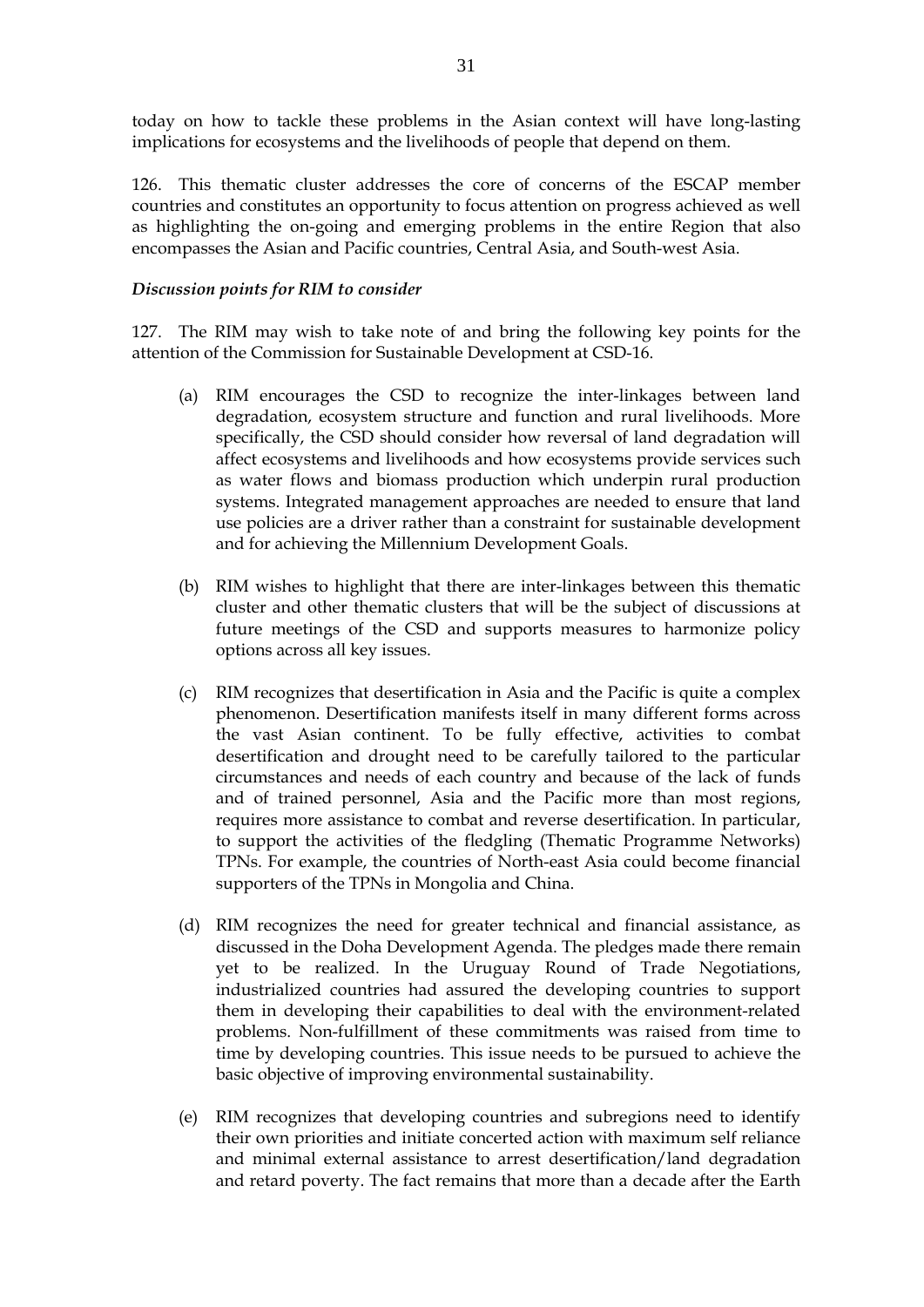today on how to tackle these problems in the Asian context will have long-lasting implications for ecosystems and the livelihoods of people that depend on them.

126. This thematic cluster addresses the core of concerns of the ESCAP member countries and constitutes an opportunity to focus attention on progress achieved as well as highlighting the on-going and emerging problems in the entire Region that also encompasses the Asian and Pacific countries, Central Asia, and South-west Asia.

***Discussion points for RIM to consider***

127. The RIM may wish to take note of and bring the following key points for the attention of the Commission for Sustainable Development at CSD-16.

(a) RIM encourages the CSD to recognize the inter-linkages between land degradation, ecosystem structure and function and rural livelihoods. More specifically, the CSD should consider how reversal of land degradation will affect ecosystems and livelihoods and how ecosystems provide services such as water flows and biomass production which underpin rural production systems. Integrated management approaches are needed to ensure that land use policies are a driver rather than a constraint for sustainable development and for achieving the Millennium Development Goals.

(b) RIM wishes to highlight that there are inter-linkages between this thematic cluster and other thematic clusters that will be the subject of discussions at future meetings of the CSD and supports measures to harmonize policy options across all key issues.

(c) RIM recognizes that desertification in Asia and the Pacific is quite a complex phenomenon. Desertification manifests itself in many different forms across the vast Asian continent. To be fully effective, activities to combat desertification and drought need to be carefully tailored to the particular circumstances and needs of each country and because of the lack of funds and of trained personnel, Asia and the Pacific more than most regions, requires more assistance to combat and reverse desertification. In particular, to support the activities of the fledgling (Thematic Programme Networks) TPNs. For example, the countries of North-east Asia could become financial supporters of the TPNs in Mongolia and China.

(d) RIM recognizes the need for greater technical and financial assistance, as discussed in the Doha Development Agenda. The pledges made there remain yet to be realized. In the Uruguay Round of Trade Negotiations, industrialized countries had assured the developing countries to support them in developing their capabilities to deal with the environment-related problems. Non-fulfillment of these commitments was raised from time to time by developing countries. This issue needs to be pursued to achieve the basic objective of improving environmental sustainability.

(e) RIM recognizes that developing countries and subregions need to identify their own priorities and initiate concerted action with maximum self reliance and minimal external assistance to arrest desertification/land degradation and retard poverty. The fact remains that more than a decade after the Earth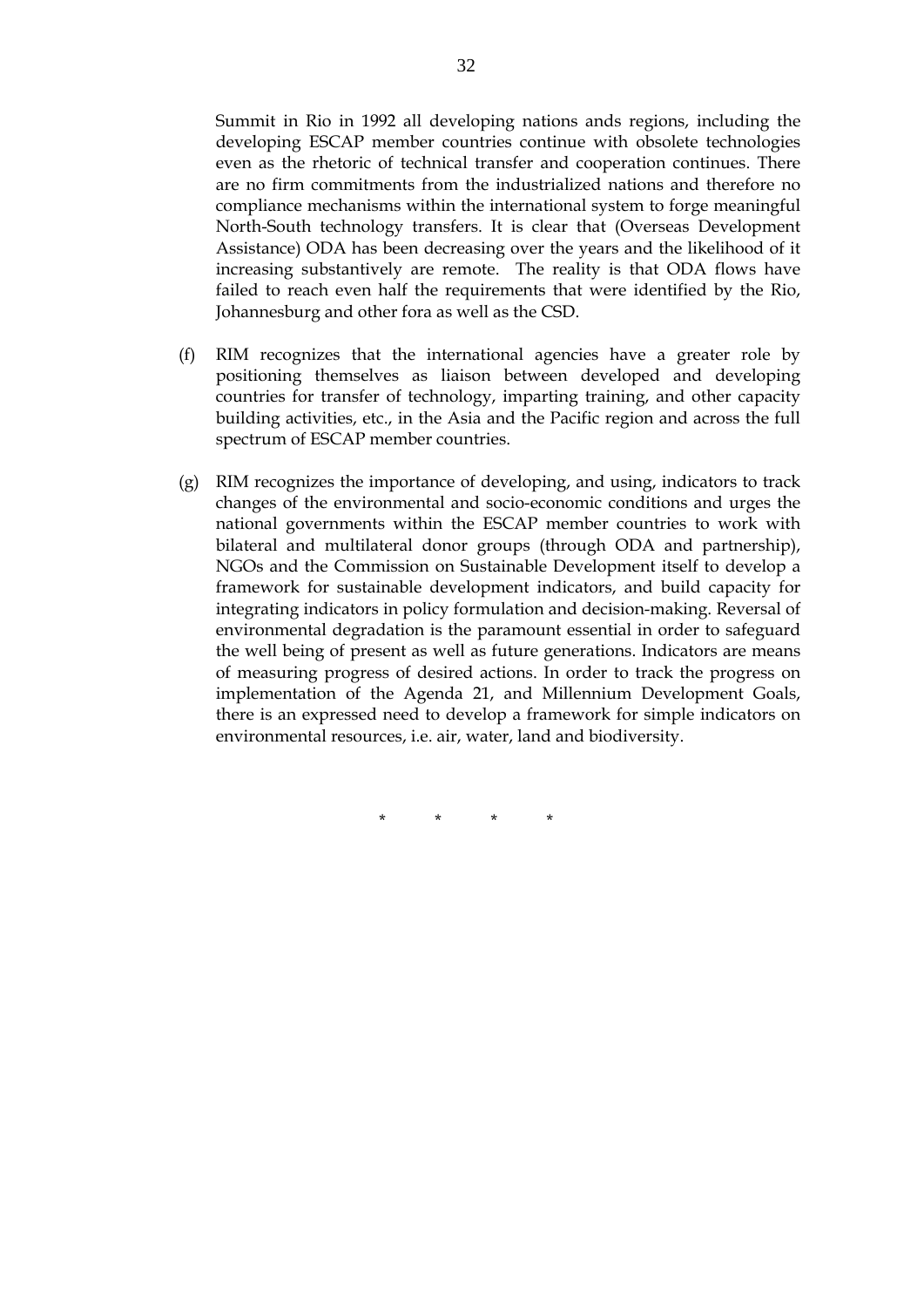Summit in Rio in 1992 all developing nations ands regions, including the developing ESCAP member countries continue with obsolete technologies even as the rhetoric of technical transfer and cooperation continues. There are no firm commitments from the industrialized nations and therefore no compliance mechanisms within the international system to forge meaningful North-South technology transfers. It is clear that (Overseas Development Assistance) ODA has been decreasing over the years and the likelihood of it increasing substantively are remote. The reality is that ODA flows have failed to reach even half the requirements that were identified by the Rio, Johannesburg and other fora as well as the CSD.

(f) RIM recognizes that the international agencies have a greater role by positioning themselves as liaison between developed and developing countries for transfer of technology, imparting training, and other capacity building activities, etc., in the Asia and the Pacific region and across the full spectrum of ESCAP member countries.

(g) RIM recognizes the importance of developing, and using, indicators to track changes of the environmental and socio-economic conditions and urges the national governments within the ESCAP member countries to work with bilateral and multilateral donor groups (through ODA and partnership), NGOs and the Commission on Sustainable Development itself to develop a framework for sustainable development indicators, and build capacity for integrating indicators in policy formulation and decision-making. Reversal of environmental degradation is the paramount essential in order to safeguard the well being of present as well as future generations. Indicators are means of measuring progress of desired actions. In order to track the progress on implementation of the Agenda 21, and Millennium Development Goals, there is an expressed need to develop a framework for simple indicators on environmental resources, i.e. air, water, land and biodiversity.

\* \* \* \*